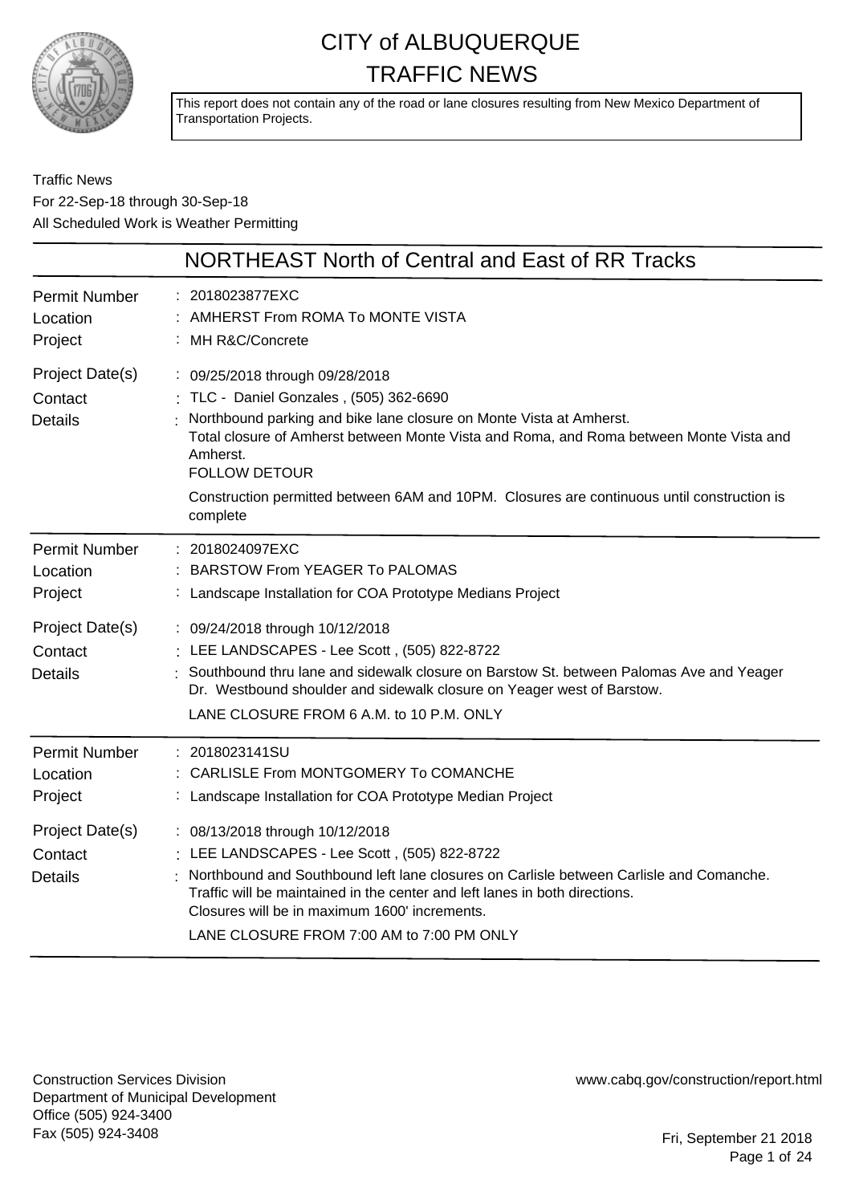# CITY of ALBUQUERQUE TRAFFIC NEWS

This report does not contain any of the road or lane closures resulting from New Mexico Department of Transportation Projects.

Traffic News
For 22-Sep-18 through 30-Sep-18
All Scheduled Work is Weather Permitting

## NORTHEAST North of Central and East of RR Tracks

**Permit Number**: 2018023877EXC
**Location**: AMHERST From ROMA To MONTE VISTA
**Project**: MH R&C/Concrete
**Project Date(s)**: 09/25/2018 through 09/28/2018
**Contact**: TLC - Daniel Gonzales , (505) 362-6690
**Details**: Northbound parking and bike lane closure on Monte Vista at Amherst.
Total closure of Amherst between Monte Vista and Roma, and Roma between Monte Vista and Amherst.
FOLLOW DETOUR
Construction permitted between 6AM and 10PM. Closures are continuous until construction is complete

---

**Permit Number**: 2018024097EXC
**Location**: BARSTOW From YEAGER To PALOMAS
**Project**: Landscape Installation for COA Prototype Medians Project
**Project Date(s)**: 09/24/2018 through 10/12/2018
**Contact**: LEE LANDSCAPES - Lee Scott , (505) 822-8722
**Details**: Southbound thru lane and sidewalk closure on Barstow St. between Palomas Ave and Yeager Dr. Westbound shoulder and sidewalk closure on Yeager west of Barstow.
LANE CLOSURE FROM 6 A.M. to 10 P.M. ONLY

---

**Permit Number**: 2018023141SU
**Location**: CARLISLE From MONTGOMERY To COMANCHE
**Project**: Landscape Installation for COA Prototype Median Project
**Project Date(s)**: 08/13/2018 through 10/12/2018
**Contact**: LEE LANDSCAPES - Lee Scott , (505) 822-8722
**Details**: Northbound and Southbound left lane closures on Carlisle between Carlisle and Comanche.
Traffic will be maintained in the center and left lanes in both directions.
Closures will be in maximum 1600' increments.
LANE CLOSURE FROM 7:00 AM to 7:00 PM ONLY

---

Construction Services Division
Department of Municipal Development
Office (505) 924-3400
Fax (505) 924-3408

www.cabq.gov/construction/report.html

Fri, September 21 2018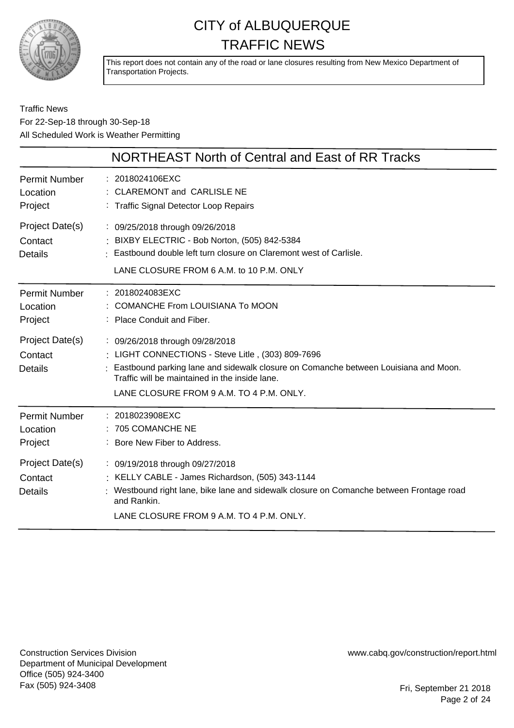# CITY of ALBUQUERQUE
# TRAFFIC NEWS

This report does not contain any of the road or lane closures resulting from New Mexico Department of Transportation Projects.

Traffic News
For 22-Sep-18 through 30-Sep-18
All Scheduled Work is Weather Permitting

## NORTHEAST North of Central and East of RR Tracks

| | |
|---|---|
| Permit Number | 2018024106EXC |
| Location | CLAREMONT and CARLISLE NE |
| Project | Traffic Signal Detector Loop Repairs |
| Project Date(s) | 09/25/2018 through 09/26/2018 |
| Contact | BIXBY ELECTRIC - Bob Norton, (505) 842-5384 |
| Details | Eastbound double left turn closure on Claremont west of Carlisle.<br>LANE CLOSURE FROM 6 A.M. to 10 P.M. ONLY |

| | |
|---|---|
| Permit Number | 2018024083EXC |
| Location | COMANCHE From LOUISIANA To MOON |
| Project | Place Conduit and Fiber. |
| Project Date(s) | 09/26/2018 through 09/28/2018 |
| Contact | LIGHT CONNECTIONS - Steve Litle , (303) 809-7696 |
| Details | Eastbound parking lane and sidewalk closure on Comanche between Louisiana and Moon. Traffic will be maintained in the inside lane.<br>LANE CLOSURE FROM 9 A.M. TO 4 P.M. ONLY. |

| | |
|---|---|
| Permit Number | 2018023908EXC |
| Location | 705 COMANCHE NE |
| Project | Bore New Fiber to Address. |
| Project Date(s) | 09/19/2018 through 09/27/2018 |
| Contact | KELLY CABLE - James Richardson, (505) 343-1144 |
| Details | Westbound right lane, bike lane and sidewalk closure on Comanche between Frontage road and Rankin.<br>LANE CLOSURE FROM 9 A.M. TO 4 P.M. ONLY. |

Construction Services Division
Department of Municipal Development
Office (505) 924-3400
Fax (505) 924-3408

www.cabq.gov/construction/report.html

Fri, September 21 2018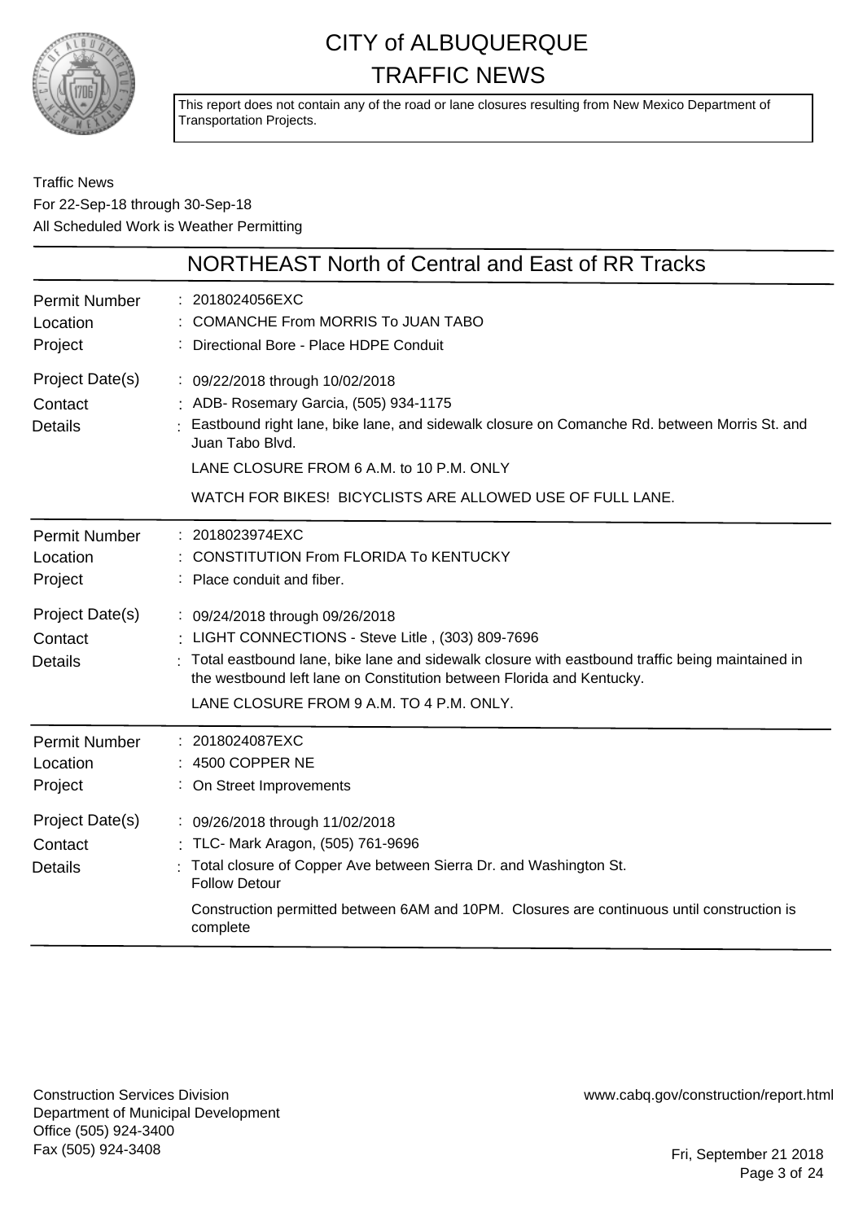# CITY of ALBUQUERQUE TRAFFIC NEWS

This report does not contain any of the road or lane closures resulting from New Mexico Department of Transportation Projects.

Traffic News
For 22-Sep-18 through 30-Sep-18
All Scheduled Work is Weather Permitting

## NORTHEAST North of Central and East of RR Tracks

| | |
|---|---|
| Permit Number | 2018024056EXC |
| Location | COMANCHE From MORRIS To JUAN TABO |
| Project | Directional Bore - Place HDPE Conduit |
| Project Date(s) | 09/22/2018 through 10/02/2018 |
| Contact | ADB- Rosemary Garcia, (505) 934-1175 |
| Details | Eastbound right lane, bike lane, and sidewalk closure on Comanche Rd. between Morris St. and Juan Tabo Blvd. LANE CLOSURE FROM 6 A.M. to 10 P.M. ONLY WATCH FOR BIKES! BICYCLISTS ARE ALLOWED USE OF FULL LANE. |

| | |
|---|---|
| Permit Number | 2018023974EXC |
| Location | CONSTITUTION From FLORIDA To KENTUCKY |
| Project | Place conduit and fiber. |
| Project Date(s) | 09/24/2018 through 09/26/2018 |
| Contact | LIGHT CONNECTIONS - Steve Litle , (303) 809-7696 |
| Details | Total eastbound lane, bike lane and sidewalk closure with eastbound traffic being maintained in the westbound left lane on Constitution between Florida and Kentucky. LANE CLOSURE FROM 9 A.M. TO 4 P.M. ONLY. |

| | |
|---|---|
| Permit Number | 2018024087EXC |
| Location | 4500 COPPER NE |
| Project | On Street Improvements |
| Project Date(s) | 09/26/2018 through 11/02/2018 |
| Contact | TLC- Mark Aragon, (505) 761-9696 |
| Details | Total closure of Copper Ave between Sierra Dr. and Washington St. Follow Detour Construction permitted between 6AM and 10PM. Closures are continuous until construction is complete |

Construction Services Division
Department of Municipal Development
Office (505) 924-3400
Fax (505) 924-3408

www.cabq.gov/construction/report.html

Fri, September 21 2018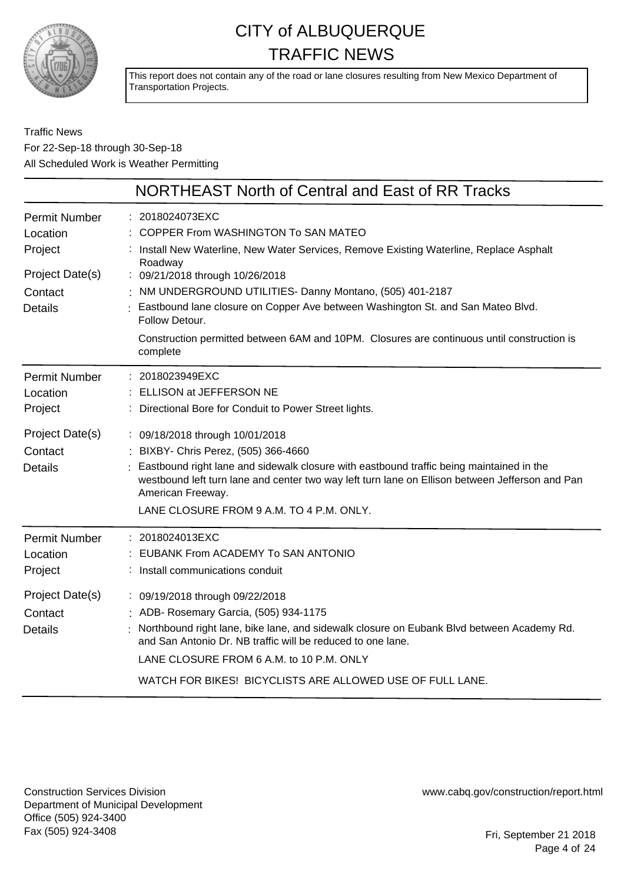# CITY of ALBUQUERQUE
# TRAFFIC NEWS

This report does not contain any of the road or lane closures resulting from New Mexico Department of Transportation Projects.

Traffic News
For 22-Sep-18 through 30-Sep-18
All Scheduled Work is Weather Permitting

## NORTHEAST North of Central and East of RR Tracks

**Permit Number** : 2018024073EXC
**Location** : COPPER From WASHINGTON To SAN MATEO
**Project** : Install New Waterline, New Water Services, Remove Existing Waterline, Replace Asphalt Roadway
**Project Date(s)** : 09/21/2018 through 10/26/2018
**Contact** : NM UNDERGROUND UTILITIES- Danny Montano, (505) 401-2187
**Details** : Eastbound lane closure on Copper Ave between Washington St. and San Mateo Blvd. Follow Detour.

Construction permitted between 6AM and 10PM. Closures are continuous until construction is complete

---

**Permit Number** : 2018023949EXC
**Location** : ELLISON at JEFFERSON NE
**Project** : Directional Bore for Conduit to Power Street lights.
**Project Date(s)** : 09/18/2018 through 10/01/2018
**Contact** : BIXBY- Chris Perez, (505) 366-4660
**Details** : Eastbound right lane and sidewalk closure with eastbound traffic being maintained in the westbound left turn lane and center two way left turn lane on Ellison between Jefferson and Pan American Freeway.

LANE CLOSURE FROM 9 A.M. TO 4 P.M. ONLY.

---

**Permit Number** : 2018024013EXC
**Location** : EUBANK From ACADEMY To SAN ANTONIO
**Project** : Install communications conduit
**Project Date(s)** : 09/19/2018 through 09/22/2018
**Contact** : ADB- Rosemary Garcia, (505) 934-1175
**Details** : Northbound right lane, bike lane, and sidewalk closure on Eubank Blvd between Academy Rd. and San Antonio Dr. NB traffic will be reduced to one lane.

LANE CLOSURE FROM 6 A.M. to 10 P.M. ONLY

WATCH FOR BIKES! BICYCLISTS ARE ALLOWED USE OF FULL LANE.

---

Construction Services Division
Department of Municipal Development
Office (505) 924-3400
Fax (505) 924-3408

www.cabq.gov/construction/report.html

Fri, September 21 2018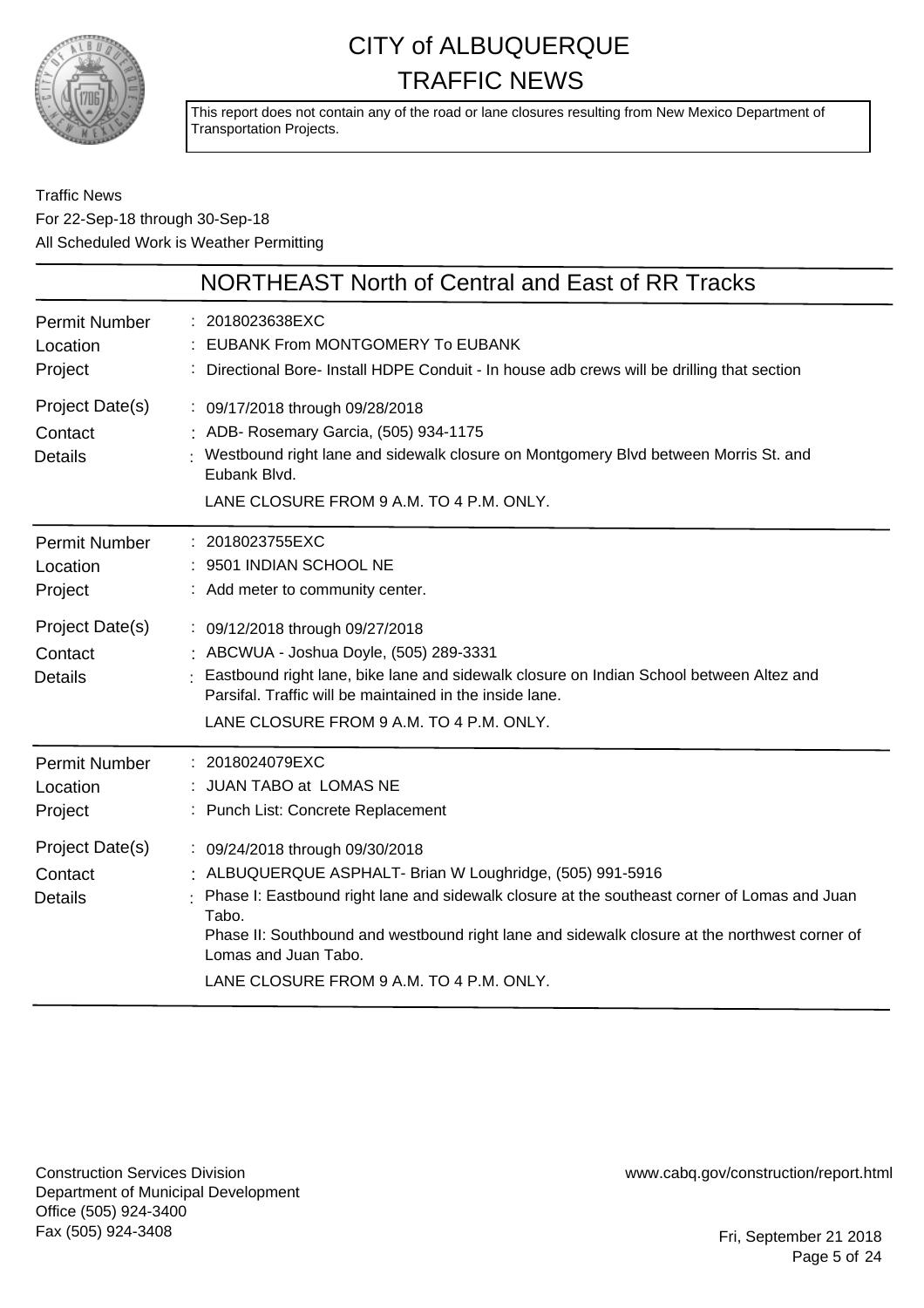# CITY of ALBUQUERQUE
# TRAFFIC NEWS

This report does not contain any of the road or lane closures resulting from New Mexico Department of Transportation Projects.

Traffic News
For 22-Sep-18 through 30-Sep-18
All Scheduled Work is Weather Permitting

## NORTHEAST North of Central and East of RR Tracks

| | |
|---|---|
| Permit Number | 2018023638EXC |
| Location | EUBANK From MONTGOMERY To EUBANK |
| Project | Directional Bore- Install HDPE Conduit - In house adb crews will be drilling that section |
| Project Date(s) | 09/17/2018 through 09/28/2018 |
| Contact | ADB- Rosemary Garcia, (505) 934-1175 |
| Details | Westbound right lane and sidewalk closure on Montgomery Blvd between Morris St. and Eubank Blvd.<br>LANE CLOSURE FROM 9 A.M. TO 4 P.M. ONLY. |

| | |
|---|---|
| Permit Number | 2018023755EXC |
| Location | 9501 INDIAN SCHOOL NE |
| Project | Add meter to community center. |
| Project Date(s) | 09/12/2018 through 09/27/2018 |
| Contact | ABCWUA - Joshua Doyle, (505) 289-3331 |
| Details | Eastbound right lane, bike lane and sidewalk closure on Indian School between Altez and Parsifal. Traffic will be maintained in the inside lane.<br>LANE CLOSURE FROM 9 A.M. TO 4 P.M. ONLY. |

| | |
|---|---|
| Permit Number | 2018024079EXC |
| Location | JUAN TABO at LOMAS NE |
| Project | Punch List: Concrete Replacement |
| Project Date(s) | 09/24/2018 through 09/30/2018 |
| Contact | ALBUQUERQUE ASPHALT- Brian W Loughridge, (505) 991-5916 |
| Details | Phase I: Eastbound right lane and sidewalk closure at the southeast corner of Lomas and Juan Tabo.<br>Phase II: Southbound and westbound right lane and sidewalk closure at the northwest corner of Lomas and Juan Tabo.<br>LANE CLOSURE FROM 9 A.M. TO 4 P.M. ONLY. |

Construction Services Division
Department of Municipal Development
Office (505) 924-3400
Fax (505) 924-3408

www.cabq.gov/construction/report.html

Fri, September 21 2018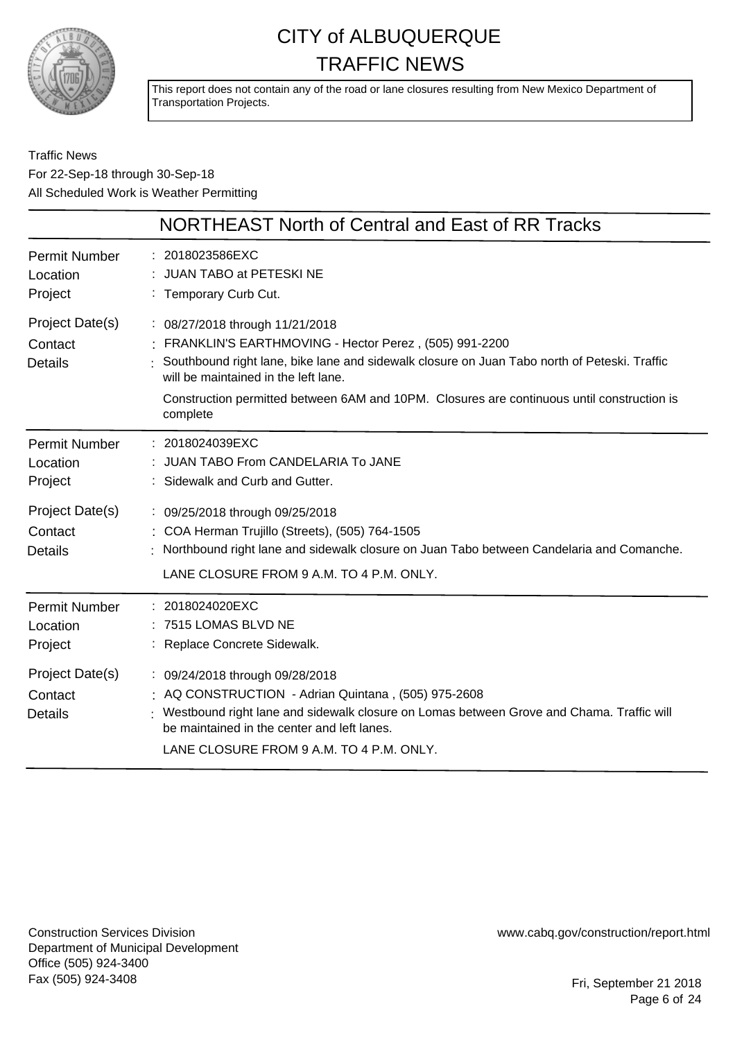# CITY of ALBUQUERQUE TRAFFIC NEWS

This report does not contain any of the road or lane closures resulting from New Mexico Department of Transportation Projects.

Traffic News
For 22-Sep-18 through 30-Sep-18
All Scheduled Work is Weather Permitting

## NORTHEAST North of Central and East of RR Tracks

| | |
|---|---|
| Permit Number | 2018023586EXC |
| Location | JUAN TABO at PETESKI NE |
| Project | Temporary Curb Cut. |
| Project Date(s) | 08/27/2018 through 11/21/2018 |
| Contact | FRANKLIN'S EARTHMOVING - Hector Perez , (505) 991-2200 |
| Details | Southbound right lane, bike lane and sidewalk closure on Juan Tabo north of Peteski. Traffic will be maintained in the left lane. Construction permitted between 6AM and 10PM. Closures are continuous until construction is complete |

| | |
|---|---|
| Permit Number | 2018024039EXC |
| Location | JUAN TABO From CANDELARIA To JANE |
| Project | Sidewalk and Curb and Gutter. |
| Project Date(s) | 09/25/2018 through 09/25/2018 |
| Contact | COA Herman Trujillo (Streets), (505) 764-1505 |
| Details | Northbound right lane and sidewalk closure on Juan Tabo between Candelaria and Comanche. LANE CLOSURE FROM 9 A.M. TO 4 P.M. ONLY. |

| | |
|---|---|
| Permit Number | 2018024020EXC |
| Location | 7515 LOMAS BLVD NE |
| Project | Replace Concrete Sidewalk. |
| Project Date(s) | 09/24/2018 through 09/28/2018 |
| Contact | AQ CONSTRUCTION - Adrian Quintana , (505) 975-2608 |
| Details | Westbound right lane and sidewalk closure on Lomas between Grove and Chama. Traffic will be maintained in the center and left lanes. LANE CLOSURE FROM 9 A.M. TO 4 P.M. ONLY. |

Construction Services Division
Department of Municipal Development
Office (505) 924-3400
Fax (505) 924-3408

www.cabq.gov/construction/report.html

Fri, September 21 2018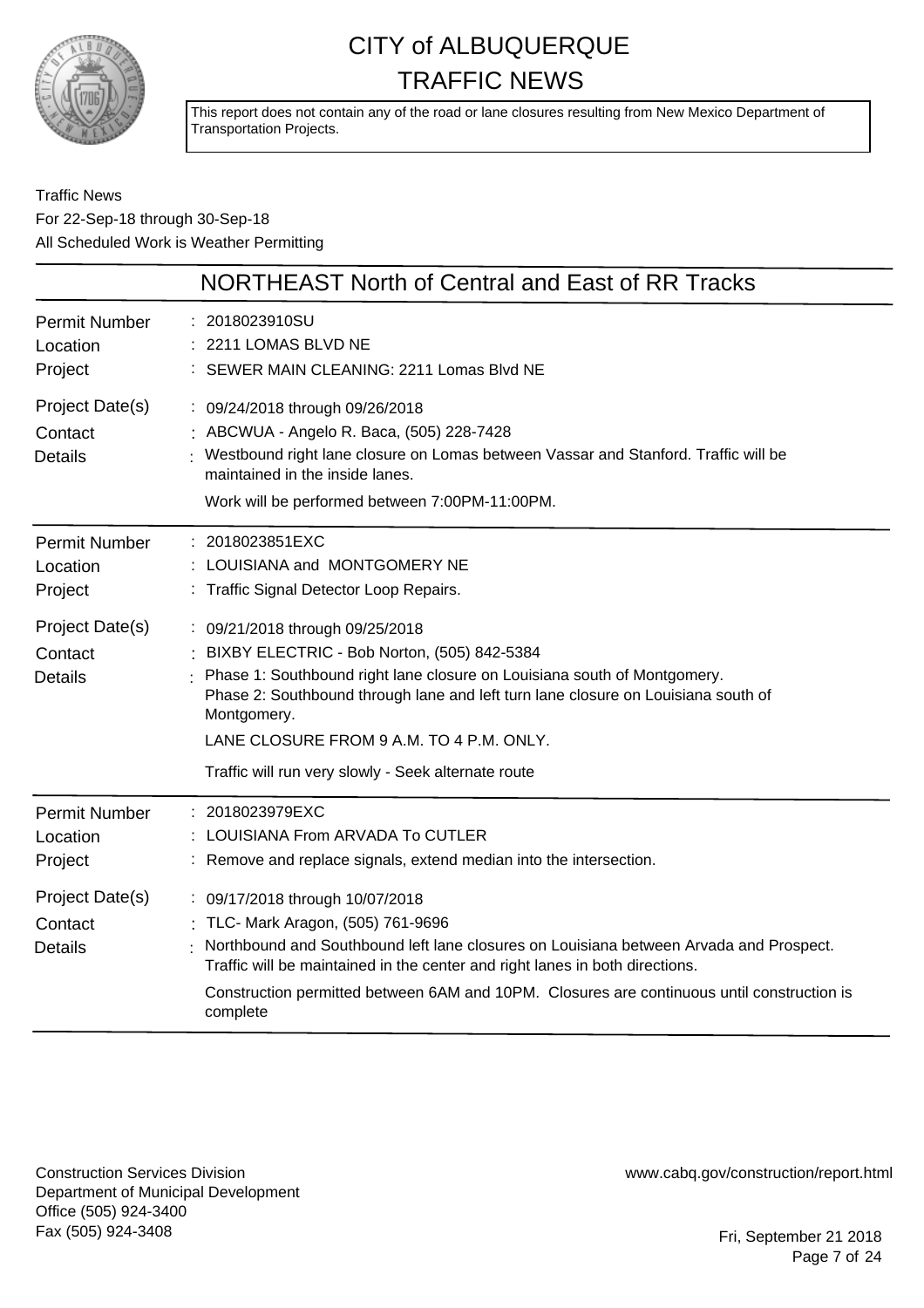# CITY of ALBUQUERQUE TRAFFIC NEWS

This report does not contain any of the road or lane closures resulting from New Mexico Department of Transportation Projects.

Traffic News
For 22-Sep-18 through 30-Sep-18
All Scheduled Work is Weather Permitting

## NORTHEAST North of Central and East of RR Tracks

| | |
|---|---|
| Permit Number | : 2018023910SU |
| Location | : 2211 LOMAS BLVD NE |
| Project | : SEWER MAIN CLEANING: 2211 Lomas Blvd NE |
| Project Date(s) | : 09/24/2018 through 09/26/2018 |
| Contact | : ABCWUA - Angelo R. Baca, (505) 228-7428 |
| Details | : Westbound right lane closure on Lomas between Vassar and Stanford. Traffic will be maintained in the inside lanes.<br>Work will be performed between 7:00PM-11:00PM. |

| | |
|---|---|
| Permit Number | : 2018023851EXC |
| Location | : LOUISIANA and MONTGOMERY NE |
| Project | : Traffic Signal Detector Loop Repairs. |
| Project Date(s) | : 09/21/2018 through 09/25/2018 |
| Contact | : BIXBY ELECTRIC - Bob Norton, (505) 842-5384 |
| Details | : Phase 1: Southbound right lane closure on Louisiana south of Montgomery.<br>Phase 2: Southbound through lane and left turn lane closure on Louisiana south of Montgomery.<br>LANE CLOSURE FROM 9 A.M. TO 4 P.M. ONLY.<br>Traffic will run very slowly - Seek alternate route |

| | |
|---|---|
| Permit Number | : 2018023979EXC |
| Location | : LOUISIANA From ARVADA To CUTLER |
| Project | : Remove and replace signals, extend median into the intersection. |
| Project Date(s) | : 09/17/2018 through 10/07/2018 |
| Contact | : TLC- Mark Aragon, (505) 761-9696 |
| Details | : Northbound and Southbound left lane closures on Louisiana between Arvada and Prospect. Traffic will be maintained in the center and right lanes in both directions.<br>Construction permitted between 6AM and 10PM. Closures are continuous until construction is complete |

Construction Services Division
Department of Municipal Development
Office (505) 924-3400
Fax (505) 924-3408

www.cabq.gov/construction/report.html

Fri, September 21 2018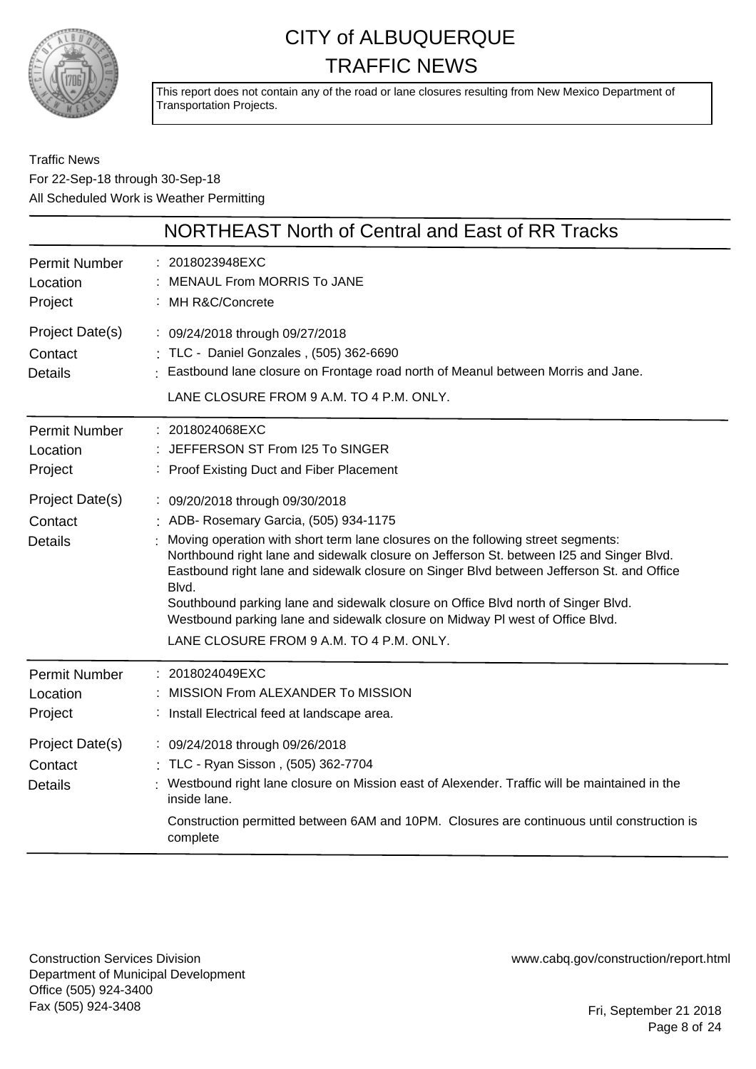# CITY of ALBUQUERQUE
# TRAFFIC NEWS

This report does not contain any of the road or lane closures resulting from New Mexico Department of Transportation Projects.

Traffic News
For 22-Sep-18 through 30-Sep-18
All Scheduled Work is Weather Permitting

## NORTHEAST North of Central and East of RR Tracks

**Permit Number** : 2018023948EXC
**Location** : MENAUL From MORRIS To JANE
**Project** : MH R&C/Concrete
**Project Date(s)** : 09/24/2018 through 09/27/2018
**Contact** : TLC - Daniel Gonzales , (505) 362-6690
**Details** : Eastbound lane closure on Frontage road north of Meanul between Morris and Jane.

LANE CLOSURE FROM 9 A.M. TO 4 P.M. ONLY.

---

**Permit Number** : 2018024068EXC
**Location** : JEFFERSON ST From I25 To SINGER
**Project** : Proof Existing Duct and Fiber Placement
**Project Date(s)** : 09/20/2018 through 09/30/2018
**Contact** : ADB- Rosemary Garcia, (505) 934-1175
**Details** : Moving operation with short term lane closures on the following street segments:
Northbound right lane and sidewalk closure on Jefferson St. between I25 and Singer Blvd.
Eastbound right lane and sidewalk closure on Singer Blvd between Jefferson St. and Office Blvd.
Southbound parking lane and sidewalk closure on Office Blvd north of Singer Blvd.
Westbound parking lane and sidewalk closure on Midway Pl west of Office Blvd.

LANE CLOSURE FROM 9 A.M. TO 4 P.M. ONLY.

---

**Permit Number** : 2018024049EXC
**Location** : MISSION From ALEXANDER To MISSION
**Project** : Install Electrical feed at landscape area.
**Project Date(s)** : 09/24/2018 through 09/26/2018
**Contact** : TLC - Ryan Sisson , (505) 362-7704
**Details** : Westbound right lane closure on Mission east of Alexander. Traffic will be maintained in the inside lane.

Construction permitted between 6AM and 10PM. Closures are continuous until construction is complete

---

Construction Services Division
Department of Municipal Development
Office (505) 924-3400
Fax (505) 924-3408

www.cabq.gov/construction/report.html

Fri, September 21 2018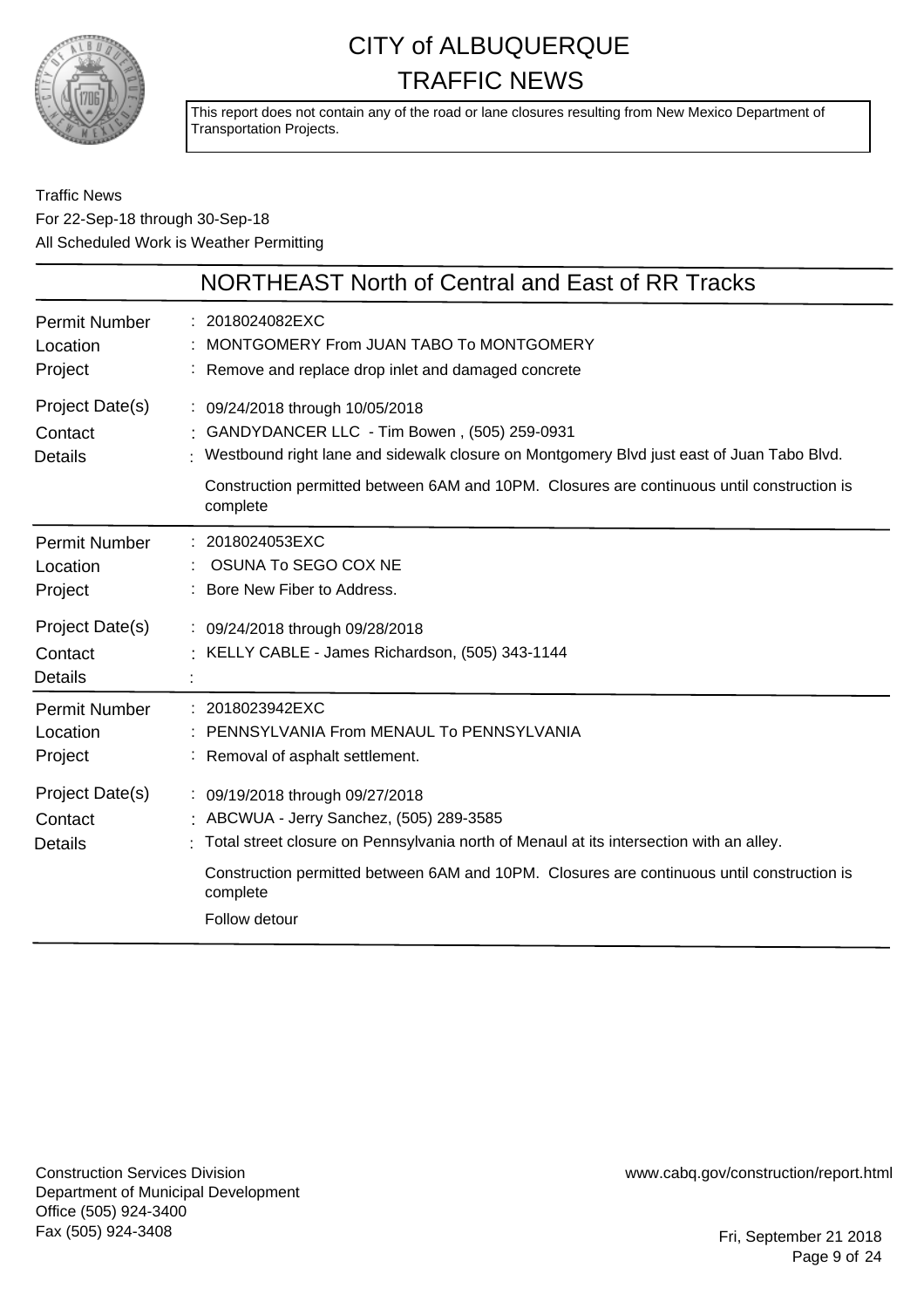# CITY of ALBUQUERQUE
# TRAFFIC NEWS

This report does not contain any of the road or lane closures resulting from New Mexico Department of Transportation Projects.

Traffic News
For 22-Sep-18 through 30-Sep-18
All Scheduled Work is Weather Permitting

## NORTHEAST North of Central and East of RR Tracks

| | |
|---|---|
| Permit Number | : 2018024082EXC |
| Location | : MONTGOMERY From JUAN TABO To MONTGOMERY |
| Project | : Remove and replace drop inlet and damaged concrete |
| Project Date(s) | : 09/24/2018 through 10/05/2018 |
| Contact | : GANDYDANCER LLC - Tim Bowen , (505) 259-0931 |
| Details | : Westbound right lane and sidewalk closure on Montgomery Blvd just east of Juan Tabo Blvd.<br>Construction permitted between 6AM and 10PM. Closures are continuous until construction is complete |

| | |
|---|---|
| Permit Number | : 2018024053EXC |
| Location | : OSUNA To SEGO COX NE |
| Project | : Bore New Fiber to Address. |
| Project Date(s) | : 09/24/2018 through 09/28/2018 |
| Contact | : KELLY CABLE - James Richardson, (505) 343-1144 |
| Details | : |

| | |
|---|---|
| Permit Number | : 2018023942EXC |
| Location | : PENNSYLVANIA From MENAUL To PENNSYLVANIA |
| Project | : Removal of asphalt settlement. |
| Project Date(s) | : 09/19/2018 through 09/27/2018 |
| Contact | : ABCWUA - Jerry Sanchez, (505) 289-3585 |
| Details | : Total street closure on Pennsylvania north of Menaul at its intersection with an alley.<br>Construction permitted between 6AM and 10PM. Closures are continuous until construction is complete<br>Follow detour |

Construction Services Division
Department of Municipal Development
Office (505) 924-3400
Fax (505) 924-3408

www.cabq.gov/construction/report.html

Fri, September 21 2018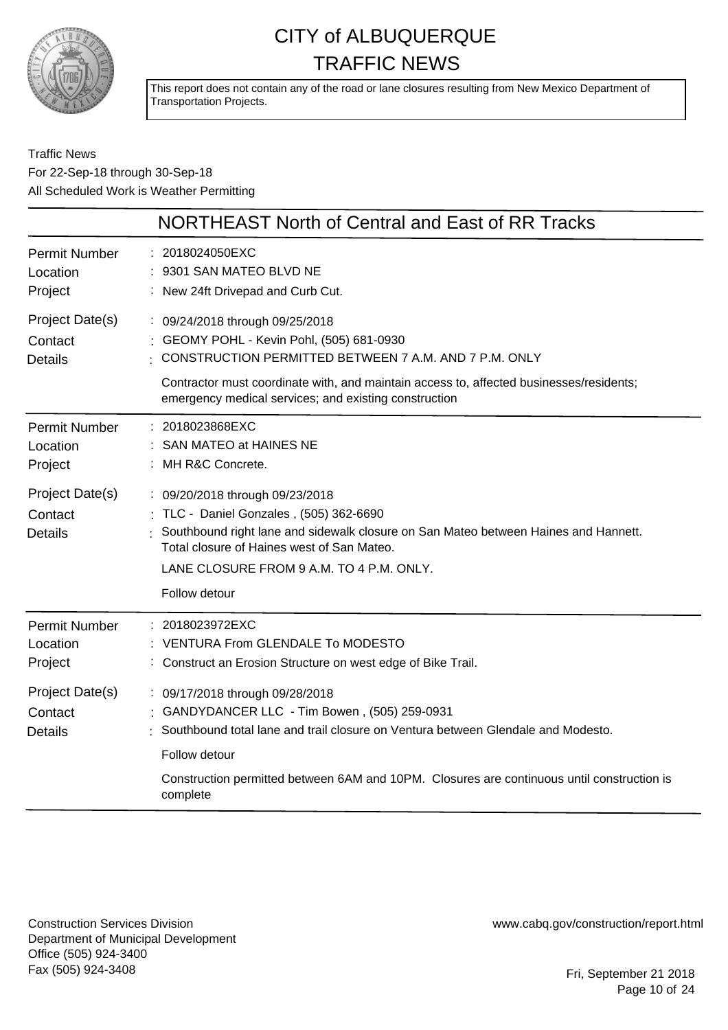# CITY of ALBUQUERQUE TRAFFIC NEWS

This report does not contain any of the road or lane closures resulting from New Mexico Department of Transportation Projects.

Traffic News
For 22-Sep-18 through 30-Sep-18
All Scheduled Work is Weather Permitting

## NORTHEAST North of Central and East of RR Tracks

**Permit Number** : 2018024050EXC
**Location** : 9301 SAN MATEO BLVD NE
**Project** : New 24ft Drivepad and Curb Cut.
**Project Date(s)** : 09/24/2018 through 09/25/2018
**Contact** : GEOMY POHL - Kevin Pohl, (505) 681-0930
**Details** : CONSTRUCTION PERMITTED BETWEEN 7 A.M. AND 7 P.M. ONLY

Contractor must coordinate with, and maintain access to, affected businesses/residents; emergency medical services; and existing construction

---

**Permit Number** : 2018023868EXC
**Location** : SAN MATEO at HAINES NE
**Project** : MH R&C Concrete.
**Project Date(s)** : 09/20/2018 through 09/23/2018
**Contact** : TLC - Daniel Gonzales , (505) 362-6690
**Details** : Southbound right lane and sidewalk closure on San Mateo between Haines and Hannett. Total closure of Haines west of San Mateo.

LANE CLOSURE FROM 9 A.M. TO 4 P.M. ONLY.

Follow detour

---

**Permit Number** : 2018023972EXC
**Location** : VENTURA From GLENDALE To MODESTO
**Project** : Construct an Erosion Structure on west edge of Bike Trail.
**Project Date(s)** : 09/17/2018 through 09/28/2018
**Contact** : GANDYDANCER LLC - Tim Bowen , (505) 259-0931
**Details** : Southbound total lane and trail closure on Ventura between Glendale and Modesto.

Follow detour

Construction permitted between 6AM and 10PM. Closures are continuous until construction is complete

---

Construction Services Division
Department of Municipal Development
Office (505) 924-3400
Fax (505) 924-3408

www.cabq.gov/construction/report.html

Fri, September 21 2018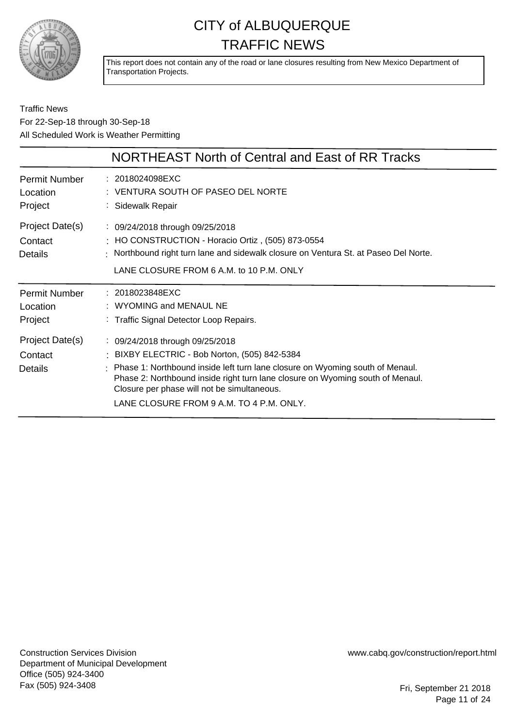# CITY of ALBUQUERQUE
# TRAFFIC NEWS

This report does not contain any of the road or lane closures resulting from New Mexico Department of Transportation Projects.

Traffic News
For 22-Sep-18 through 30-Sep-18
All Scheduled Work is Weather Permitting

## NORTHEAST North of Central and East of RR Tracks

| | |
|---|---|
| Permit Number | 2018024098EXC |
| Location | VENTURA SOUTH OF PASEO DEL NORTE |
| Project | Sidewalk Repair |
| Project Date(s) | 09/24/2018 through 09/25/2018 |
| Contact | HO CONSTRUCTION - Horacio Ortiz , (505) 873-0554 |
| Details | Northbound right turn lane and sidewalk closure on Ventura St. at Paseo Del Norte.<br>LANE CLOSURE FROM 6 A.M. to 10 P.M. ONLY |

| | |
|---|---|
| Permit Number | 2018023848EXC |
| Location | WYOMING and MENAUL NE |
| Project | Traffic Signal Detector Loop Repairs. |
| Project Date(s) | 09/24/2018 through 09/25/2018 |
| Contact | BIXBY ELECTRIC - Bob Norton, (505) 842-5384 |
| Details | Phase 1: Northbound inside left turn lane closure on Wyoming south of Menaul.<br>Phase 2: Northbound inside right turn lane closure on Wyoming south of Menaul.<br>Closure per phase will not be simultaneous.<br>LANE CLOSURE FROM 9 A.M. TO 4 P.M. ONLY. |

Construction Services Division
Department of Municipal Development
Office (505) 924-3400
Fax (505) 924-3408

www.cabq.gov/construction/report.html

Fri, September 21 2018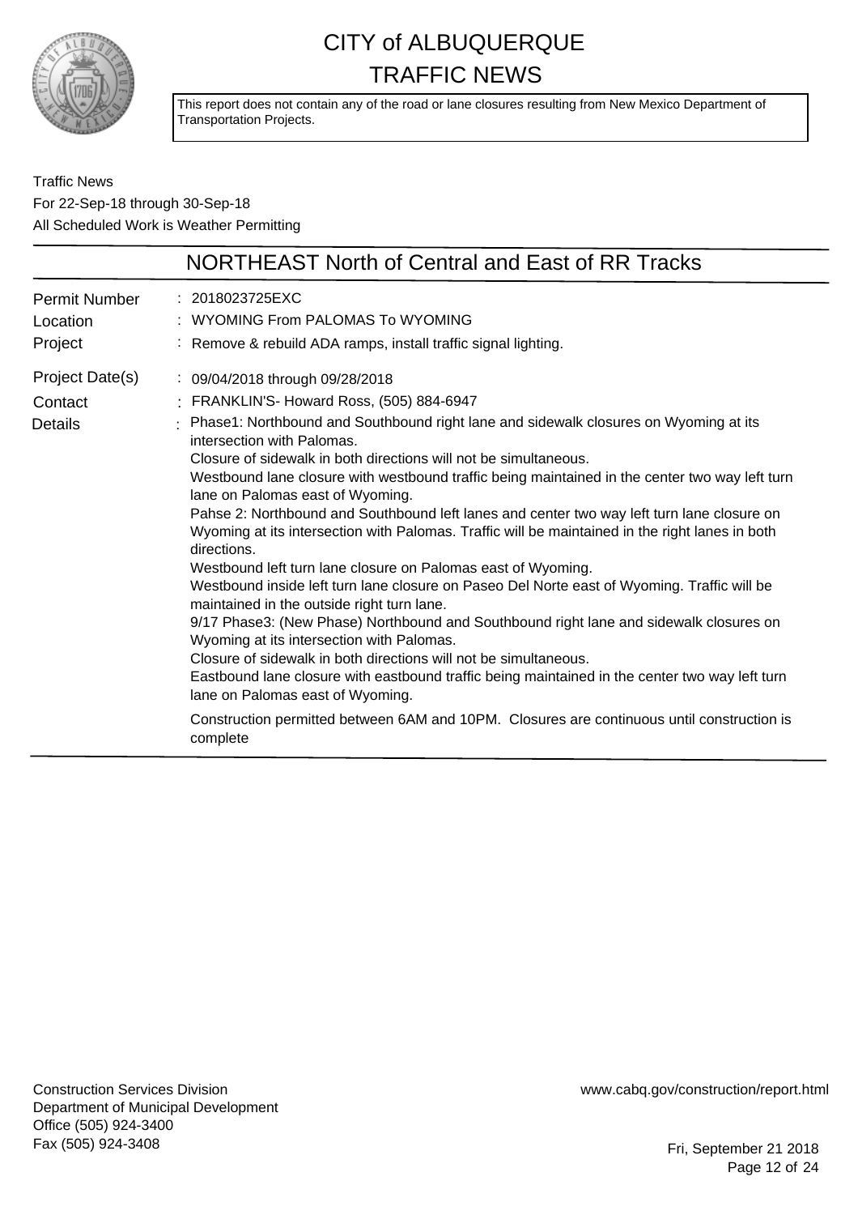# CITY of ALBUQUERQUE
# TRAFFIC NEWS

This report does not contain any of the road or lane closures resulting from New Mexico Department of Transportation Projects.

Traffic News
For 22-Sep-18 through 30-Sep-18
All Scheduled Work is Weather Permitting

## NORTHEAST North of Central and East of RR Tracks

| | |
|---|---|
| Permit Number | : 2018023725EXC |
| Location | : WYOMING From PALOMAS To WYOMING |
| Project | : Remove & rebuild ADA ramps, install traffic signal lighting. |
| Project Date(s) | : 09/04/2018 through 09/28/2018 |
| Contact | : FRANKLIN'S- Howard Ross, (505) 884-6947 |
| Details | : Phase1: Northbound and Southbound right lane and sidewalk closures on Wyoming at its intersection with Palomas.<br>Closure of sidewalk in both directions will not be simultaneous.<br>Westbound lane closure with westbound traffic being maintained in the center two way left turn lane on Palomas east of Wyoming.<br>Pahse 2: Northbound and Southbound left lanes and center two way left turn lane closure on Wyoming at its intersection with Palomas. Traffic will be maintained in the right lanes in both directions.<br>Westbound left turn lane closure on Palomas east of Wyoming.<br>Westbound inside left turn lane closure on Paseo Del Norte east of Wyoming. Traffic will be maintained in the outside right turn lane.<br>9/17 Phase3: (New Phase) Northbound and Southbound right lane and sidewalk closures on Wyoming at its intersection with Palomas.<br>Closure of sidewalk in both directions will not be simultaneous.<br>Eastbound lane closure with eastbound traffic being maintained in the center two way left turn lane on Palomas east of Wyoming.<br><br>Construction permitted between 6AM and 10PM. Closures are continuous until construction is complete |

Construction Services Division
Department of Municipal Development
Office (505) 924-3400
Fax (505) 924-3408

www.cabq.gov/construction/report.html

Fri, September 21 2018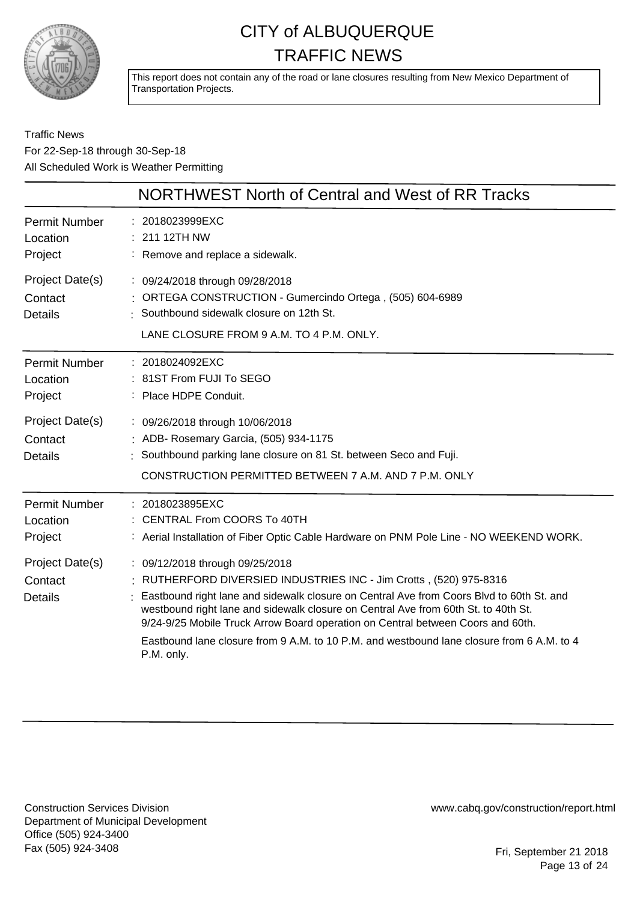# CITY of ALBUQUERQUE TRAFFIC NEWS

This report does not contain any of the road or lane closures resulting from New Mexico Department of Transportation Projects.

Traffic News
For 22-Sep-18 through 30-Sep-18
All Scheduled Work is Weather Permitting

## NORTHWEST North of Central and West of RR Tracks

| | |
|---|---|
| Permit Number | : 2018023999EXC |
| Location | : 211 12TH NW |
| Project | : Remove and replace a sidewalk. |
| Project Date(s) | : 09/24/2018 through 09/28/2018 |
| Contact | : ORTEGA CONSTRUCTION - Gumercindo Ortega , (505) 604-6989 |
| Details | : Southbound sidewalk closure on 12th St.<br>LANE CLOSURE FROM 9 A.M. TO 4 P.M. ONLY. |

| | |
|---|---|
| Permit Number | : 2018024092EXC |
| Location | : 81ST From FUJI To SEGO |
| Project | : Place HDPE Conduit. |
| Project Date(s) | : 09/26/2018 through 10/06/2018 |
| Contact | : ADB- Rosemary Garcia, (505) 934-1175 |
| Details | : Southbound parking lane closure on 81 St. between Seco and Fuji.<br>CONSTRUCTION PERMITTED BETWEEN 7 A.M. AND 7 P.M. ONLY |

| | |
|---|---|
| Permit Number | : 2018023895EXC |
| Location | : CENTRAL From COORS To 40TH |
| Project | : Aerial Installation of Fiber Optic Cable Hardware on PNM Pole Line - NO WEEKEND WORK. |
| Project Date(s) | : 09/12/2018 through 09/25/2018 |
| Contact | : RUTHERFORD DIVERSIED INDUSTRIES INC - Jim Crotts , (520) 975-8316 |
| Details | : Eastbound right lane and sidewalk closure on Central Ave from Coors Blvd to 60th St. and westbound right lane and sidewalk closure on Central Ave from 60th St. to 40th St. 9/24-9/25 Mobile Truck Arrow Board operation on Central between Coors and 60th.<br>Eastbound lane closure from 9 A.M. to 10 P.M. and westbound lane closure from 6 A.M. to 4 P.M. only. |

Construction Services Division
Department of Municipal Development
Office (505) 924-3400
Fax (505) 924-3408

www.cabq.gov/construction/report.html

Fri, September 21 2018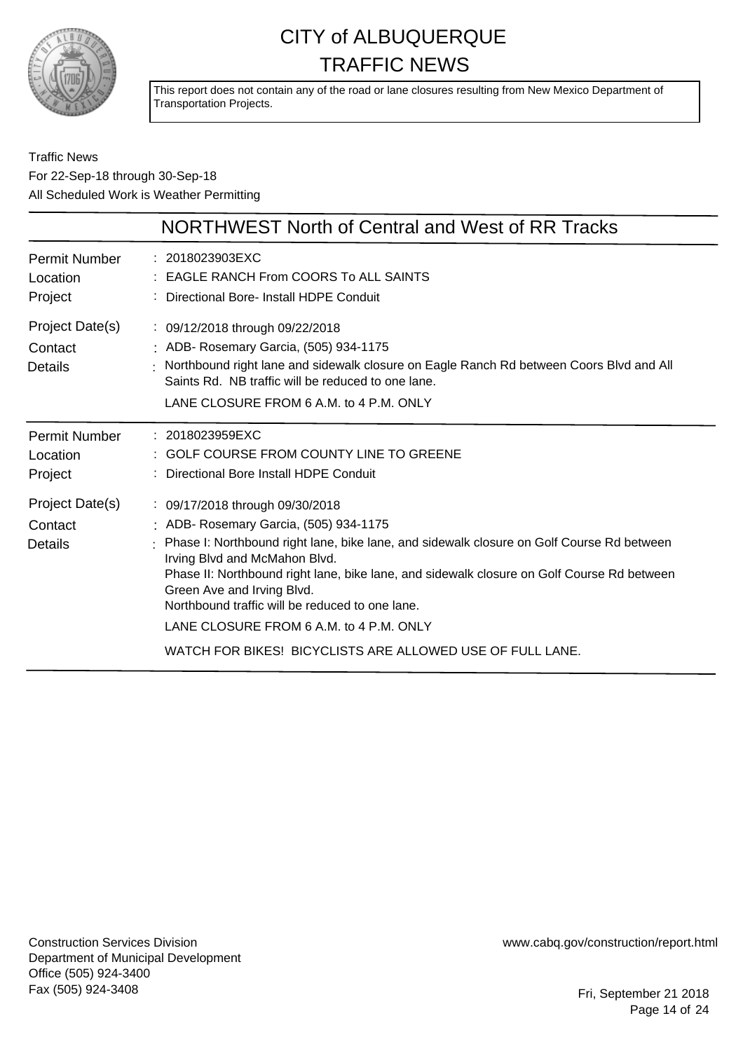# CITY of ALBUQUERQUE TRAFFIC NEWS

This report does not contain any of the road or lane closures resulting from New Mexico Department of Transportation Projects.

Traffic News
For 22-Sep-18 through 30-Sep-18
All Scheduled Work is Weather Permitting

## NORTHWEST North of Central and West of RR Tracks

| | |
|---|---|
| Permit Number | 2018023903EXC |
| Location | EAGLE RANCH From COORS To ALL SAINTS |
| Project | Directional Bore- Install HDPE Conduit |
| Project Date(s) | 09/12/2018 through 09/22/2018 |
| Contact | ADB- Rosemary Garcia, (505) 934-1175 |
| Details | Northbound right lane and sidewalk closure on Eagle Ranch Rd between Coors Blvd and All Saints Rd. NB traffic will be reduced to one lane.<br>LANE CLOSURE FROM 6 A.M. to 4 P.M. ONLY |

| | |
|---|---|
| Permit Number | 2018023959EXC |
| Location | GOLF COURSE FROM COUNTY LINE TO GREENE |
| Project | Directional Bore Install HDPE Conduit |
| Project Date(s) | 09/17/2018 through 09/30/2018 |
| Contact | ADB- Rosemary Garcia, (505) 934-1175 |
| Details | Phase I: Northbound right lane, bike lane, and sidewalk closure on Golf Course Rd between Irving Blvd and McMahon Blvd.<br>Phase II: Northbound right lane, bike lane, and sidewalk closure on Golf Course Rd between Green Ave and Irving Blvd.<br>Northbound traffic will be reduced to one lane.<br>LANE CLOSURE FROM 6 A.M. to 4 P.M. ONLY<br>WATCH FOR BIKES! BICYCLISTS ARE ALLOWED USE OF FULL LANE. |

Construction Services Division
Department of Municipal Development
Office (505) 924-3400
Fax (505) 924-3408

www.cabq.gov/construction/report.html

Fri, September 21 2018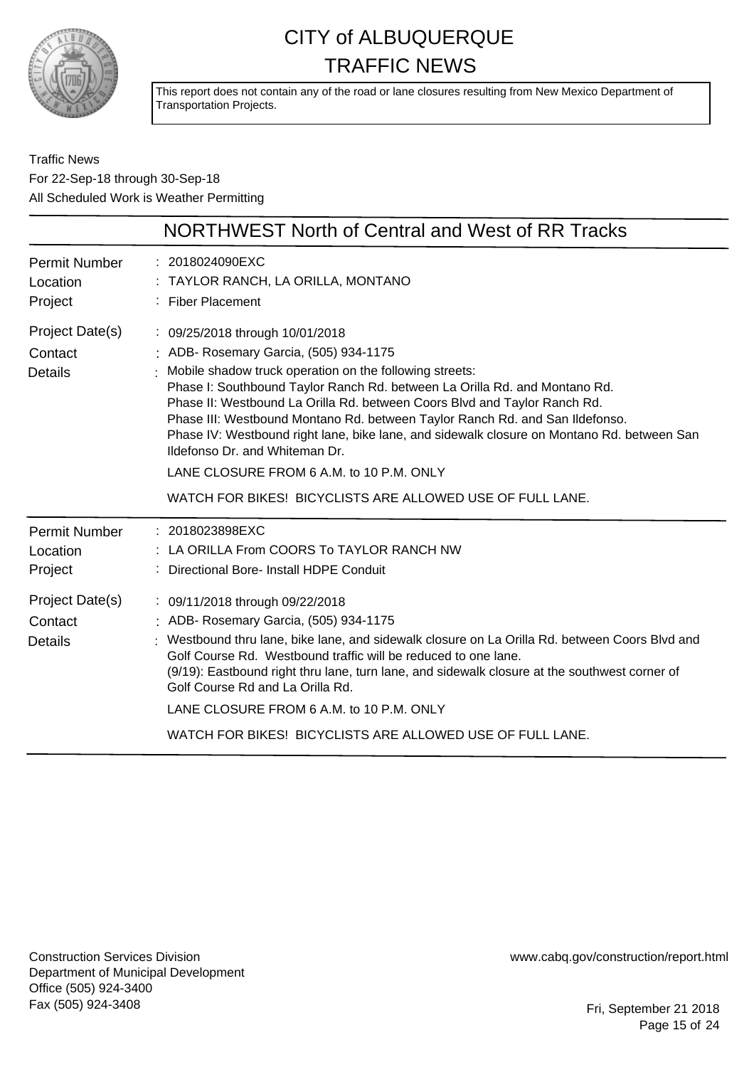# CITY of ALBUQUERQUE
# TRAFFIC NEWS

This report does not contain any of the road or lane closures resulting from New Mexico Department of Transportation Projects.

Traffic News
For 22-Sep-18 through 30-Sep-18
All Scheduled Work is Weather Permitting

## NORTHWEST North of Central and West of RR Tracks

| | |
|---|---|
| Permit Number | 2018024090EXC |
| Location | TAYLOR RANCH, LA ORILLA, MONTANO |
| Project | Fiber Placement |
| Project Date(s) | 09/25/2018 through 10/01/2018 |
| Contact | ADB- Rosemary Garcia, (505) 934-1175 |
| Details | Mobile shadow truck operation on the following streets:<br>Phase I: Southbound Taylor Ranch Rd. between La Orilla Rd. and Montano Rd.<br>Phase II: Westbound La Orilla Rd. between Coors Blvd and Taylor Ranch Rd.<br>Phase III: Westbound Montano Rd. between Taylor Ranch Rd. and San Ildefonso.<br>Phase IV: Westbound right lane, bike lane, and sidewalk closure on Montano Rd. between San Ildefonso Dr. and Whiteman Dr.<br>LANE CLOSURE FROM 6 A.M. to 10 P.M. ONLY<br>WATCH FOR BIKES! BICYCLISTS ARE ALLOWED USE OF FULL LANE. |

| | |
|---|---|
| Permit Number | 2018023898EXC |
| Location | LA ORILLA From COORS To TAYLOR RANCH NW |
| Project | Directional Bore- Install HDPE Conduit |
| Project Date(s) | 09/11/2018 through 09/22/2018 |
| Contact | ADB- Rosemary Garcia, (505) 934-1175 |
| Details | Westbound thru lane, bike lane, and sidewalk closure on La Orilla Rd. between Coors Blvd and Golf Course Rd. Westbound traffic will be reduced to one lane.<br>(9/19): Eastbound right thru lane, turn lane, and sidewalk closure at the southwest corner of Golf Course Rd and La Orilla Rd.<br>LANE CLOSURE FROM 6 A.M. to 10 P.M. ONLY<br>WATCH FOR BIKES! BICYCLISTS ARE ALLOWED USE OF FULL LANE. |

Construction Services Division
Department of Municipal Development
Office (505) 924-3400
Fax (505) 924-3408

www.cabq.gov/construction/report.html

Fri, September 21 2018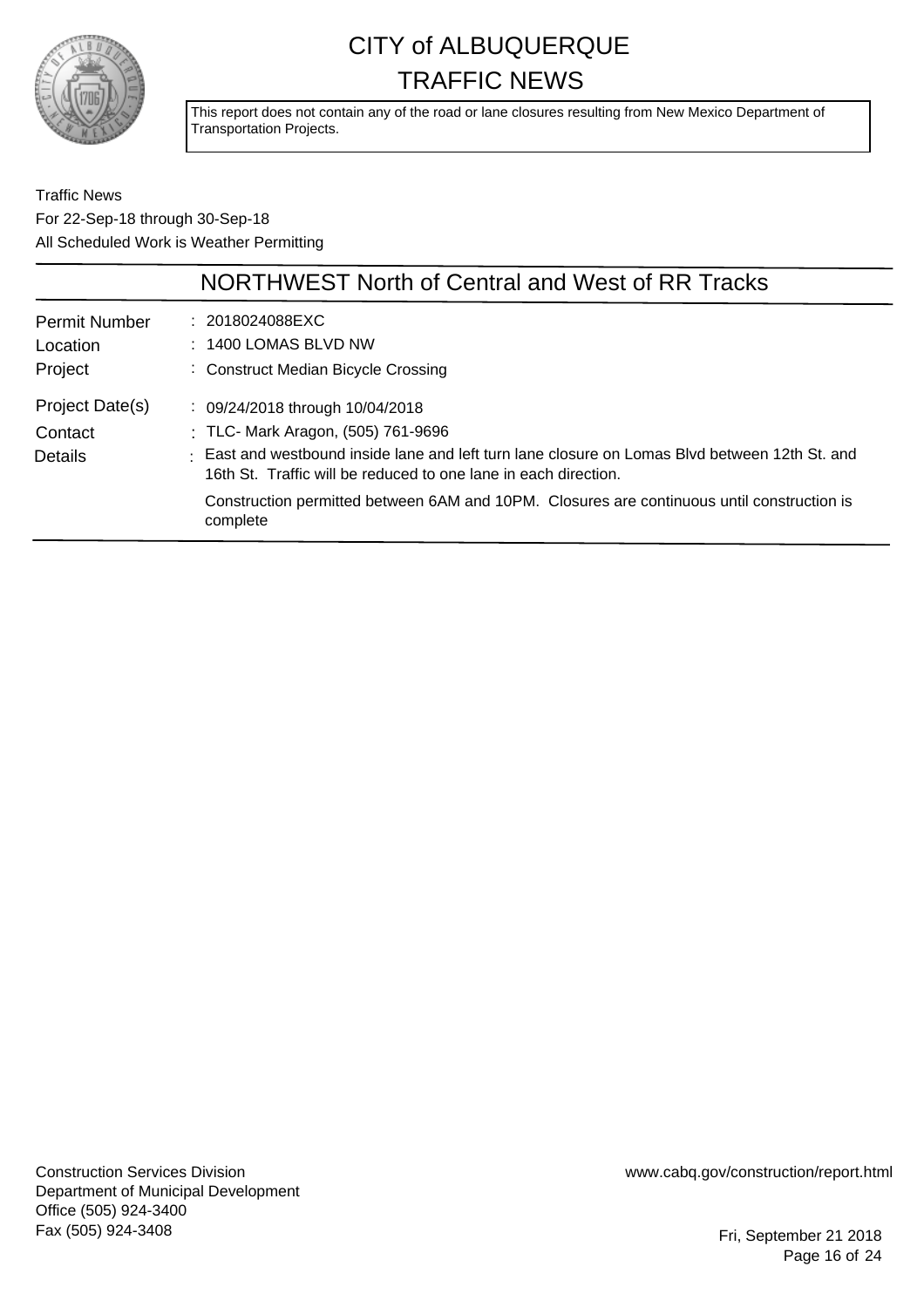# CITY of ALBUQUERQUE TRAFFIC NEWS

This report does not contain any of the road or lane closures resulting from New Mexico Department of Transportation Projects.

Traffic News
For 22-Sep-18 through 30-Sep-18
All Scheduled Work is Weather Permitting

## NORTHWEST North of Central and West of RR Tracks

| | |
|---|---|
| Permit Number | : 2018024088EXC |
| Location | : 1400 LOMAS BLVD NW |
| Project | : Construct Median Bicycle Crossing |
| Project Date(s) | : 09/24/2018 through 10/04/2018 |
| Contact | : TLC- Mark Aragon, (505) 761-9696 |
| Details | : East and westbound inside lane and left turn lane closure on Lomas Blvd between 12th St. and 16th St. Traffic will be reduced to one lane in each direction. Construction permitted between 6AM and 10PM. Closures are continuous until construction is complete |

Construction Services Division
Department of Municipal Development
Office (505) 924-3400
Fax (505) 924-3408

www.cabq.gov/construction/report.html

Fri, September 21 2018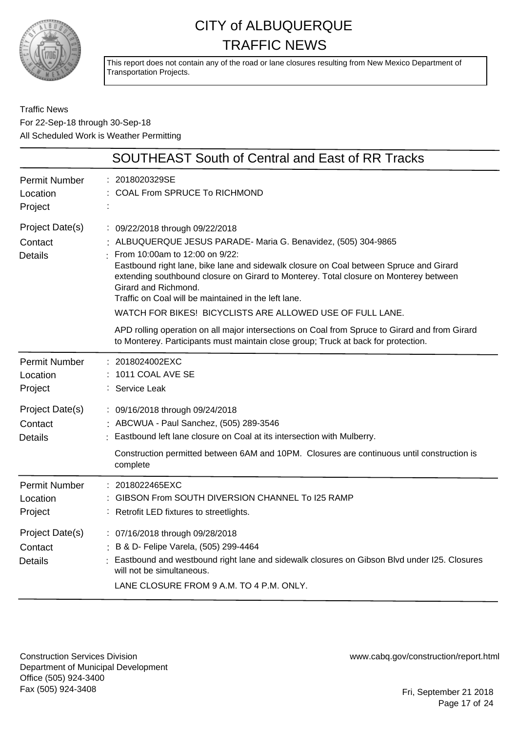# CITY of ALBUQUERQUE TRAFFIC NEWS

This report does not contain any of the road or lane closures resulting from New Mexico Department of Transportation Projects.

Traffic News
For 22-Sep-18 through 30-Sep-18
All Scheduled Work is Weather Permitting

## SOUTHEAST South of Central and East of RR Tracks

**Permit Number**: 2018020329SE
**Location**: COAL From SPRUCE To RICHMOND
**Project**:

**Project Date(s)**: 09/22/2018 through 09/22/2018
**Contact**: ALBUQUERQUE JESUS PARADE- Maria G. Benavidez, (505) 304-9865
**Details**: From 10:00am to 12:00 on 9/22:
Eastbound right lane, bike lane and sidewalk closure on Coal between Spruce and Girard extending southbound closure on Girard to Monterey. Total closure on Monterey between Girard and Richmond.
Traffic on Coal will be maintained in the left lane.
WATCH FOR BIKES! BICYCLISTS ARE ALLOWED USE OF FULL LANE.

APD rolling operation on all major intersections on Coal from Spruce to Girard and from Girard to Monterey. Participants must maintain close group; Truck at back for protection.

---

**Permit Number**: 2018024002EXC
**Location**: 1011 COAL AVE SE
**Project**: Service Leak

**Project Date(s)**: 09/16/2018 through 09/24/2018
**Contact**: ABCWUA - Paul Sanchez, (505) 289-3546
**Details**: Eastbound left lane closure on Coal at its intersection with Mulberry.

Construction permitted between 6AM and 10PM. Closures are continuous until construction is complete

---

**Permit Number**: 2018022465EXC
**Location**: GIBSON From SOUTH DIVERSION CHANNEL To I25 RAMP
**Project**: Retrofit LED fixtures to streetlights.

**Project Date(s)**: 07/16/2018 through 09/28/2018
**Contact**: B & D- Felipe Varela, (505) 299-4464
**Details**: Eastbound and westbound right lane and sidewalk closures on Gibson Blvd under I25. Closures will not be simultaneous.

LANE CLOSURE FROM 9 A.M. TO 4 P.M. ONLY.

---

Construction Services Division
Department of Municipal Development
Office (505) 924-3400
Fax (505) 924-3408

www.cabq.gov/construction/report.html

Fri, September 21 2018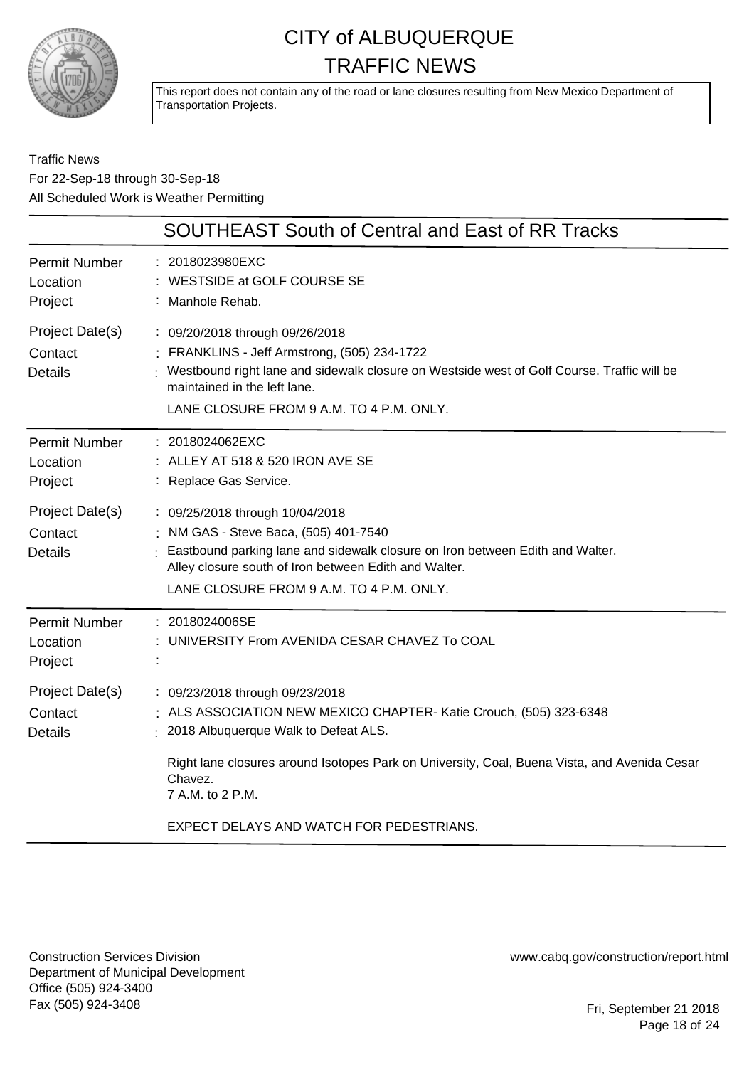# CITY of ALBUQUERQUE
# TRAFFIC NEWS

This report does not contain any of the road or lane closures resulting from New Mexico Department of Transportation Projects.

Traffic News
For 22-Sep-18 through 30-Sep-18
All Scheduled Work is Weather Permitting

## SOUTHEAST South of Central and East of RR Tracks

**Permit Number:** 2018023980EXC
**Location:** WESTSIDE at GOLF COURSE SE
**Project:** Manhole Rehab.
**Project Date(s):** 09/20/2018 through 09/26/2018
**Contact:** FRANKLINS - Jeff Armstrong, (505) 234-1722
**Details:** Westbound right lane and sidewalk closure on Westside west of Golf Course. Traffic will be maintained in the left lane.
LANE CLOSURE FROM 9 A.M. TO 4 P.M. ONLY.

---

**Permit Number:** 2018024062EXC
**Location:** ALLEY AT 518 & 520 IRON AVE SE
**Project:** Replace Gas Service.
**Project Date(s):** 09/25/2018 through 10/04/2018
**Contact:** NM GAS - Steve Baca, (505) 401-7540
**Details:** Eastbound parking lane and sidewalk closure on Iron between Edith and Walter.
Alley closure south of Iron between Edith and Walter.
LANE CLOSURE FROM 9 A.M. TO 4 P.M. ONLY.

---

**Permit Number:** 2018024006SE
**Location:** UNIVERSITY From AVENIDA CESAR CHAVEZ To COAL
**Project:**
**Project Date(s):** 09/23/2018 through 09/23/2018
**Contact:** ALS ASSOCIATION NEW MEXICO CHAPTER- Katie Crouch, (505) 323-6348
**Details:** 2018 Albuquerque Walk to Defeat ALS.

Right lane closures around Isotopes Park on University, Coal, Buena Vista, and Avenida Cesar Chavez.
7 A.M. to 2 P.M.

EXPECT DELAYS AND WATCH FOR PEDESTRIANS.

---

Construction Services Division
Department of Municipal Development
Office (505) 924-3400
Fax (505) 924-3408

www.cabq.gov/construction/report.html

Fri, September 21 2018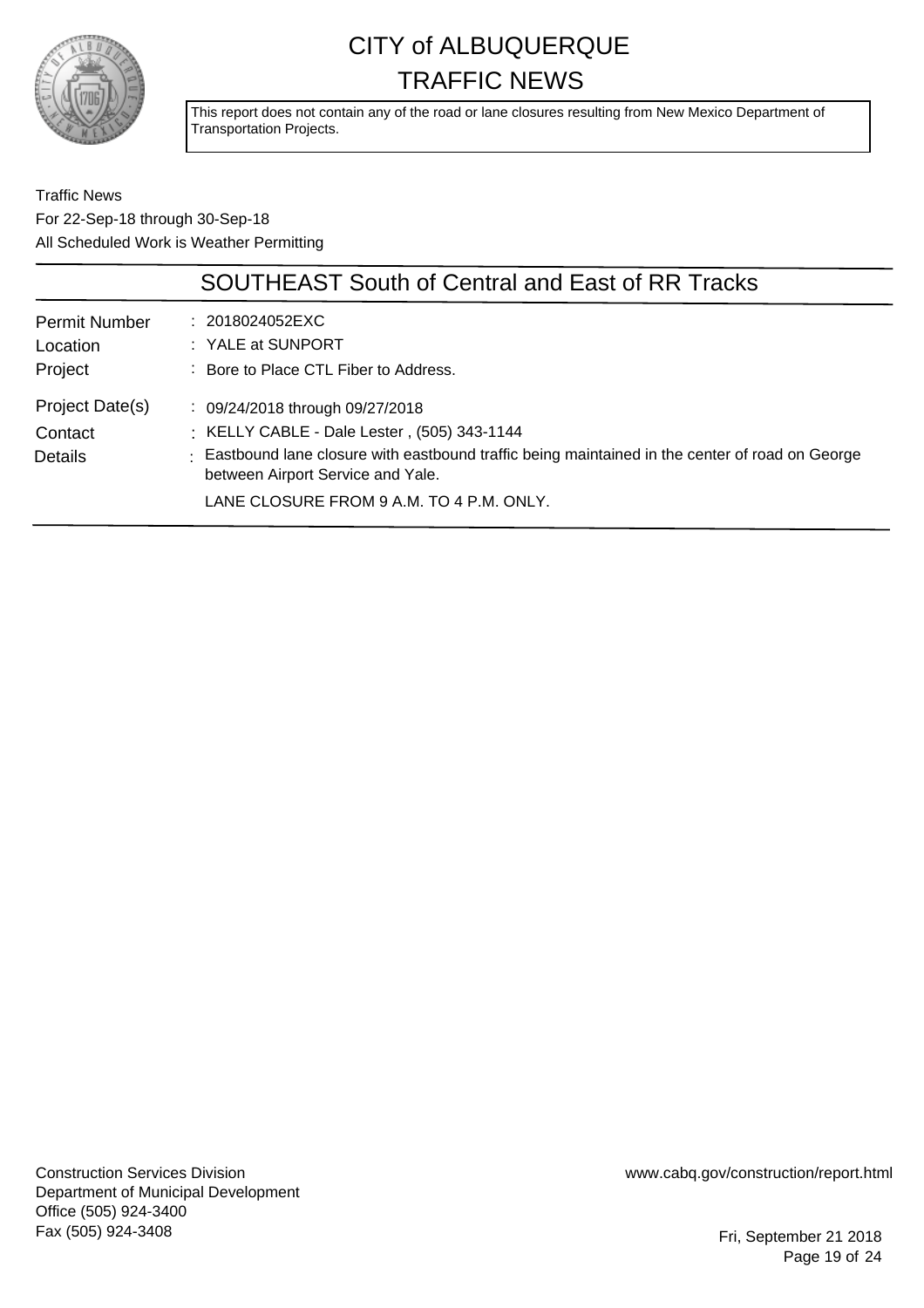# CITY of ALBUQUERQUE TRAFFIC NEWS

This report does not contain any of the road or lane closures resulting from New Mexico Department of Transportation Projects.

Traffic News
For 22-Sep-18 through 30-Sep-18
All Scheduled Work is Weather Permitting

## SOUTHEAST South of Central and East of RR Tracks

| | |
|---|---|
| Permit Number | : 2018024052EXC |
| Location | : YALE at SUNPORT |
| Project | : Bore to Place CTL Fiber to Address. |
| Project Date(s) | : 09/24/2018 through 09/27/2018 |
| Contact | : KELLY CABLE - Dale Lester , (505) 343-1144 |
| Details | : Eastbound lane closure with eastbound traffic being maintained in the center of road on George between Airport Service and Yale.<br>LANE CLOSURE FROM 9 A.M. TO 4 P.M. ONLY. |

Construction Services Division
Department of Municipal Development
Office (505) 924-3400
Fax (505) 924-3408

www.cabq.gov/construction/report.html

Fri, September 21 2018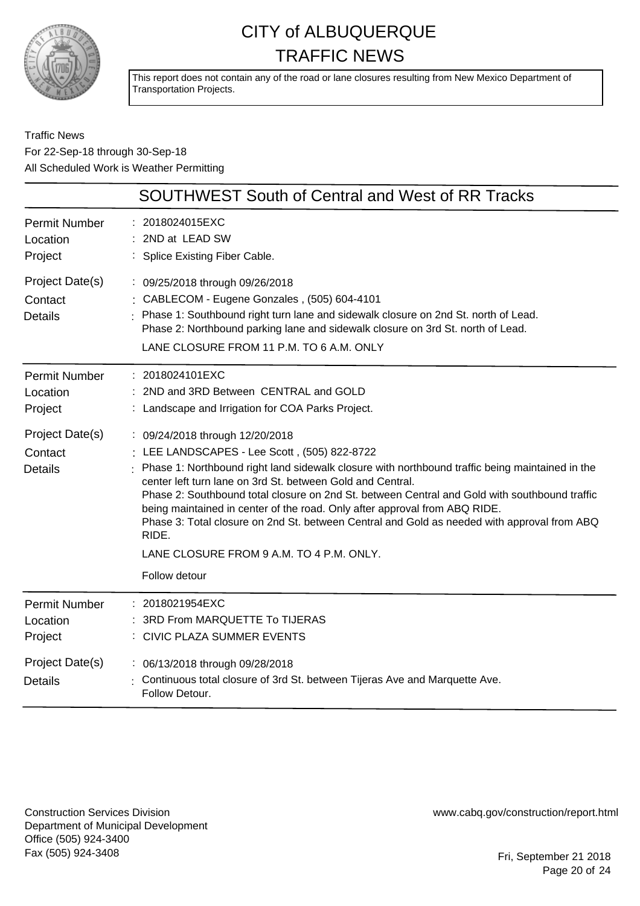# CITY of ALBUQUERQUE
# TRAFFIC NEWS

This report does not contain any of the road or lane closures resulting from New Mexico Department of Transportation Projects.

Traffic News
For 22-Sep-18 through 30-Sep-18
All Scheduled Work is Weather Permitting

## SOUTHWEST South of Central and West of RR Tracks

**Permit Number** : 2018024015EXC
**Location** : 2ND at LEAD SW
**Project** : Splice Existing Fiber Cable.
**Project Date(s)** : 09/25/2018 through 09/26/2018
**Contact** : CABLECOM - Eugene Gonzales , (505) 604-4101
**Details** : Phase 1: Southbound right turn lane and sidewalk closure on 2nd St. north of Lead.
Phase 2: Northbound parking lane and sidewalk closure on 3rd St. north of Lead.

LANE CLOSURE FROM 11 P.M. TO 6 A.M. ONLY

---

**Permit Number** : 2018024101EXC
**Location** : 2ND and 3RD Between CENTRAL and GOLD
**Project** : Landscape and Irrigation for COA Parks Project.
**Project Date(s)** : 09/24/2018 through 12/20/2018
**Contact** : LEE LANDSCAPES - Lee Scott , (505) 822-8722
**Details** : Phase 1: Northbound right land sidewalk closure with northbound traffic being maintained in the center left turn lane on 3rd St. between Gold and Central.
Phase 2: Southbound total closure on 2nd St. between Central and Gold with southbound traffic being maintained in center of the road. Only after approval from ABQ RIDE.
Phase 3: Total closure on 2nd St. between Central and Gold as needed with approval from ABQ RIDE.

LANE CLOSURE FROM 9 A.M. TO 4 P.M. ONLY.

Follow detour

---

**Permit Number** : 2018021954EXC
**Location** : 3RD From MARQUETTE To TIJERAS
**Project** : CIVIC PLAZA SUMMER EVENTS
**Project Date(s)** : 06/13/2018 through 09/28/2018
**Details** : Continuous total closure of 3rd St. between Tijeras Ave and Marquette Ave.
Follow Detour.

---

Construction Services Division
Department of Municipal Development
Office (505) 924-3400
Fax (505) 924-3408

www.cabq.gov/construction/report.html

Fri, September 21 2018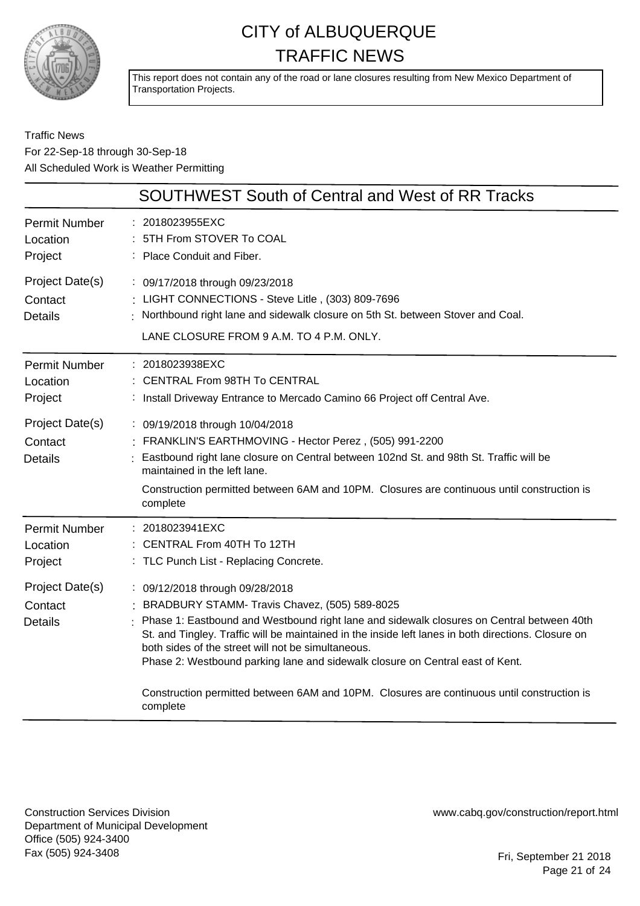# CITY of ALBUQUERQUE TRAFFIC NEWS

This report does not contain any of the road or lane closures resulting from New Mexico Department of Transportation Projects.

Traffic News
For 22-Sep-18 through 30-Sep-18
All Scheduled Work is Weather Permitting

## SOUTHWEST South of Central and West of RR Tracks

| | |
|---|---|
| Permit Number | 2018023955EXC |
| Location | 5TH From STOVER To COAL |
| Project | Place Conduit and Fiber. |
| Project Date(s) | 09/17/2018 through 09/23/2018 |
| Contact | LIGHT CONNECTIONS - Steve Litle , (303) 809-7696 |
| Details | Northbound right lane and sidewalk closure on 5th St. between Stover and Coal. LANE CLOSURE FROM 9 A.M. TO 4 P.M. ONLY. |

| | |
|---|---|
| Permit Number | 2018023938EXC |
| Location | CENTRAL From 98TH To CENTRAL |
| Project | Install Driveway Entrance to Mercado Camino 66 Project off Central Ave. |
| Project Date(s) | 09/19/2018 through 10/04/2018 |
| Contact | FRANKLIN'S EARTHMOVING - Hector Perez , (505) 991-2200 |
| Details | Eastbound right lane closure on Central between 102nd St. and 98th St. Traffic will be maintained in the left lane. Construction permitted between 6AM and 10PM. Closures are continuous until construction is complete |

| | |
|---|---|
| Permit Number | 2018023941EXC |
| Location | CENTRAL From 40TH To 12TH |
| Project | TLC Punch List - Replacing Concrete. |
| Project Date(s) | 09/12/2018 through 09/28/2018 |
| Contact | BRADBURY STAMM- Travis Chavez, (505) 589-8025 |
| Details | Phase 1: Eastbound and Westbound right lane and sidewalk closures on Central between 40th St. and Tingley. Traffic will be maintained in the inside left lanes in both directions. Closure on both sides of the street will not be simultaneous. Phase 2: Westbound parking lane and sidewalk closure on Central east of Kent. Construction permitted between 6AM and 10PM. Closures are continuous until construction is complete |

Construction Services Division
Department of Municipal Development
Office (505) 924-3400
Fax (505) 924-3408

www.cabq.gov/construction/report.html

Fri, September 21 2018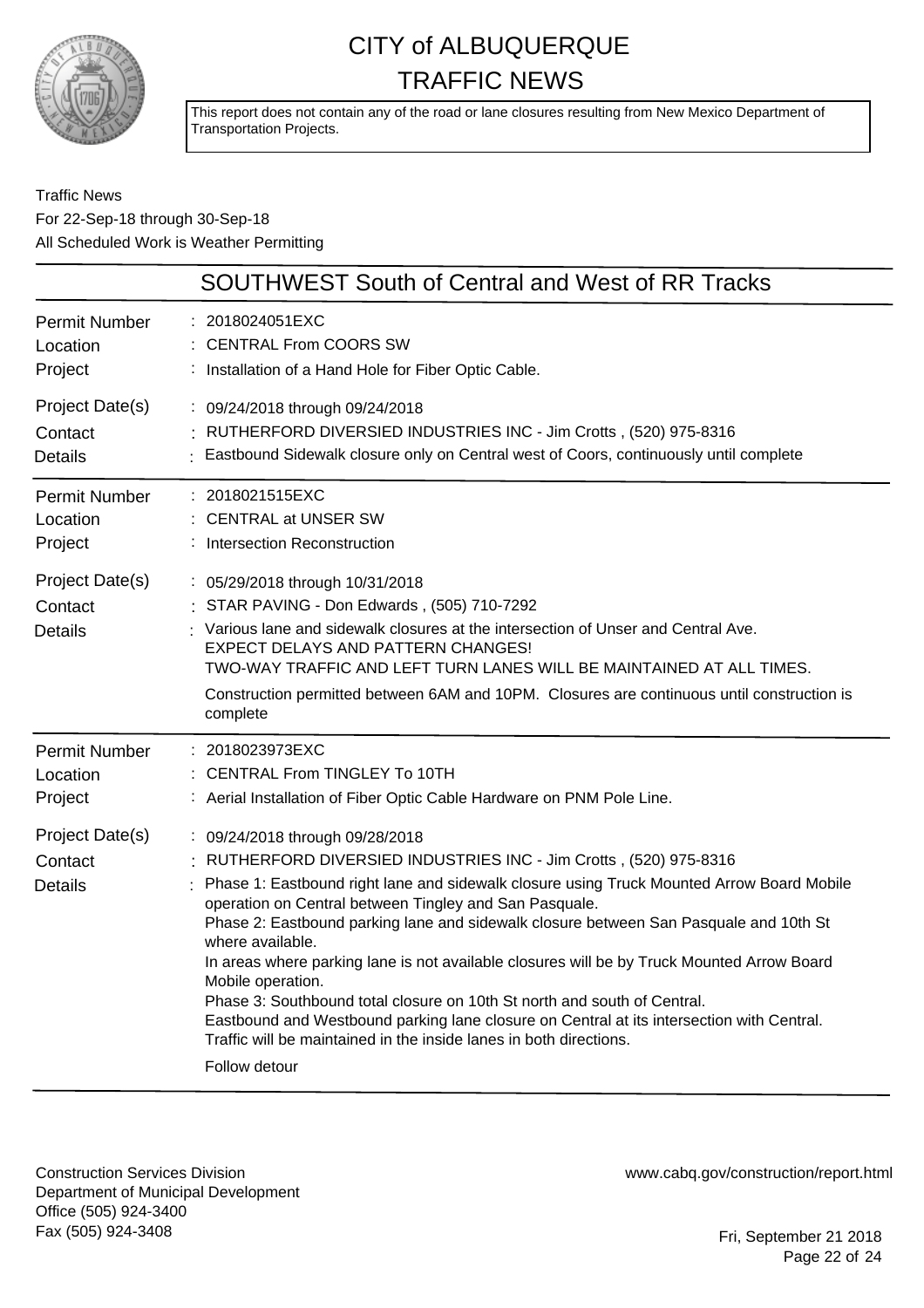# CITY of ALBUQUERQUE TRAFFIC NEWS

This report does not contain any of the road or lane closures resulting from New Mexico Department of Transportation Projects.

Traffic News
For 22-Sep-18 through 30-Sep-18
All Scheduled Work is Weather Permitting

## SOUTHWEST South of Central and West of RR Tracks

| | |
|---|---|
| Permit Number | 2018024051EXC |
| Location | CENTRAL From COORS SW |
| Project | Installation of a Hand Hole for Fiber Optic Cable. |
| Project Date(s) | 09/24/2018 through 09/24/2018 |
| Contact | RUTHERFORD DIVERSIED INDUSTRIES INC - Jim Crotts , (520) 975-8316 |
| Details | Eastbound Sidewalk closure only on Central west of Coors, continuously until complete |

| | |
|---|---|
| Permit Number | 2018021515EXC |
| Location | CENTRAL at UNSER SW |
| Project | Intersection Reconstruction |
| Project Date(s) | 05/29/2018 through 10/31/2018 |
| Contact | STAR PAVING - Don Edwards , (505) 710-7292 |
| Details | Various lane and sidewalk closures at the intersection of Unser and Central Ave. EXPECT DELAYS AND PATTERN CHANGES! TWO-WAY TRAFFIC AND LEFT TURN LANES WILL BE MAINTAINED AT ALL TIMES. Construction permitted between 6AM and 10PM. Closures are continuous until construction is complete |

| | |
|---|---|
| Permit Number | 2018023973EXC |
| Location | CENTRAL From TINGLEY To 10TH |
| Project | Aerial Installation of Fiber Optic Cable Hardware on PNM Pole Line. |
| Project Date(s) | 09/24/2018 through 09/28/2018 |
| Contact | RUTHERFORD DIVERSIED INDUSTRIES INC - Jim Crotts , (520) 975-8316 |
| Details | Phase 1: Eastbound right lane and sidewalk closure using Truck Mounted Arrow Board Mobile operation on Central between Tingley and San Pasquale. Phase 2: Eastbound parking lane and sidewalk closure between San Pasquale and 10th St where available. In areas where parking lane is not available closures will be by Truck Mounted Arrow Board Mobile operation. Phase 3: Southbound total closure on 10th St north and south of Central. Eastbound and Westbound parking lane closure on Central at its intersection with Central. Traffic will be maintained in the inside lanes in both directions. Follow detour |

Construction Services Division
Department of Municipal Development
Office (505) 924-3400
Fax (505) 924-3408

www.cabq.gov/construction/report.html

Fri, September 21 2018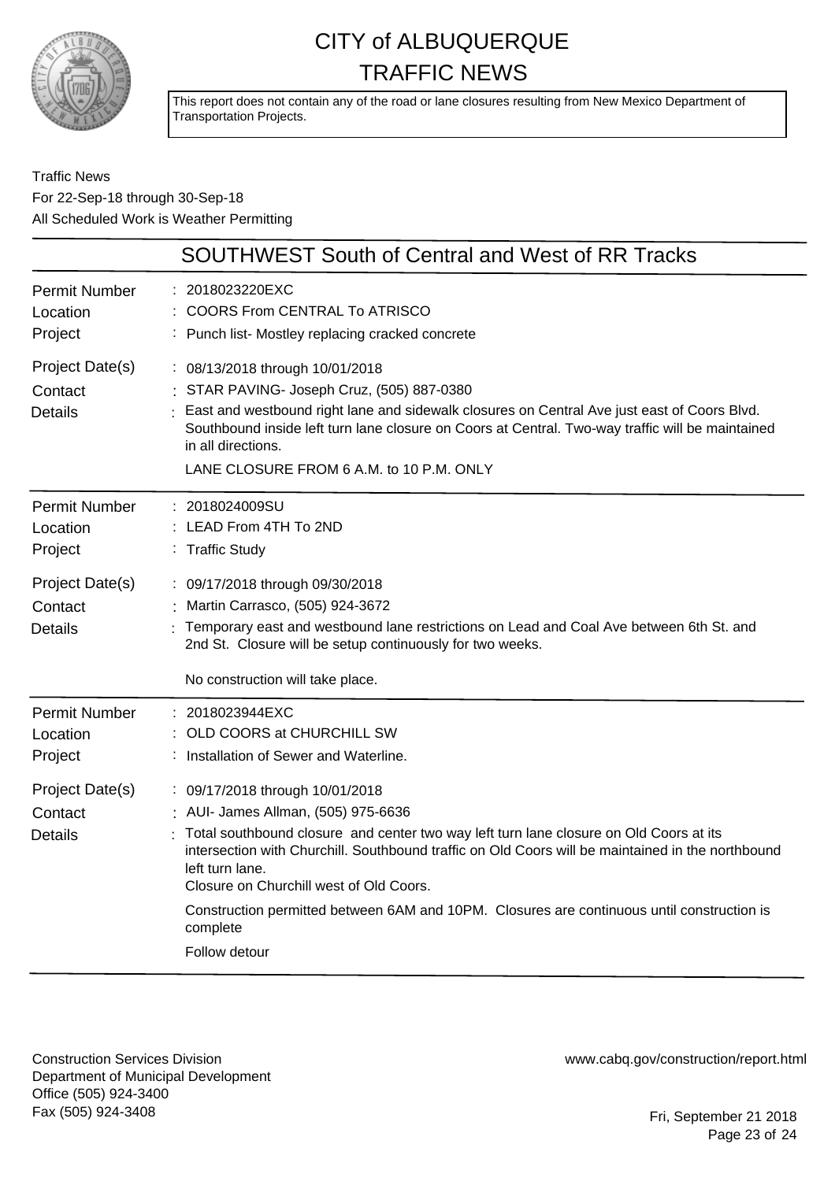# CITY of ALBUQUERQUE
# TRAFFIC NEWS

This report does not contain any of the road or lane closures resulting from New Mexico Department of Transportation Projects.

Traffic News
For 22-Sep-18 through 30-Sep-18
All Scheduled Work is Weather Permitting

## SOUTHWEST South of Central and West of RR Tracks

| | |
|---|---|
| Permit Number | : 2018023220EXC |
| Location | : COORS From CENTRAL To ATRISCO |
| Project | : Punch list- Mostley replacing cracked concrete |
| Project Date(s) | : 08/13/2018 through 10/01/2018 |
| Contact | : STAR PAVING- Joseph Cruz, (505) 887-0380 |
| Details | : East and westbound right lane and sidewalk closures on Central Ave just east of Coors Blvd. Southbound inside left turn lane closure on Coors at Central. Two-way traffic will be maintained in all directions. LANE CLOSURE FROM 6 A.M. to 10 P.M. ONLY |

| | |
|---|---|
| Permit Number | : 2018024009SU |
| Location | : LEAD From 4TH To 2ND |
| Project | : Traffic Study |
| Project Date(s) | : 09/17/2018 through 09/30/2018 |
| Contact | : Martin Carrasco, (505) 924-3672 |
| Details | : Temporary east and westbound lane restrictions on Lead and Coal Ave between 6th St. and 2nd St. Closure will be setup continuously for two weeks. No construction will take place. |

| | |
|---|---|
| Permit Number | : 2018023944EXC |
| Location | : OLD COORS at CHURCHILL SW |
| Project | : Installation of Sewer and Waterline. |
| Project Date(s) | : 09/17/2018 through 10/01/2018 |
| Contact | : AUI- James Allman, (505) 975-6636 |
| Details | : Total southbound closure and center two way left turn lane closure on Old Coors at its intersection with Churchill. Southbound traffic on Old Coors will be maintained in the northbound left turn lane. Closure on Churchill west of Old Coors. Construction permitted between 6AM and 10PM. Closures are continuous until construction is complete Follow detour |

Construction Services Division
Department of Municipal Development
Office (505) 924-3400
Fax (505) 924-3408

www.cabq.gov/construction/report.html

Fri, September 21 2018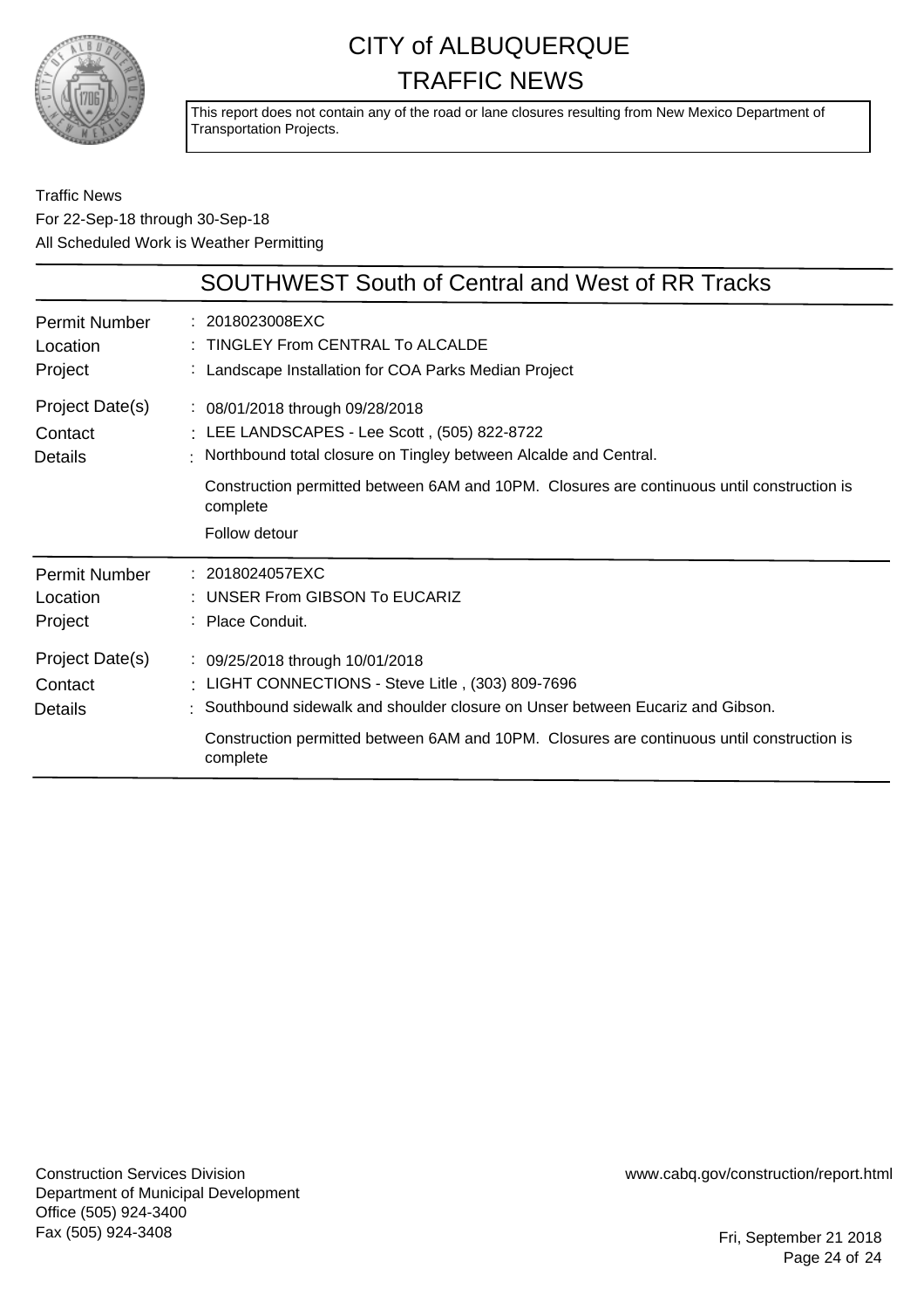# CITY of ALBUQUERQUE
# TRAFFIC NEWS

This report does not contain any of the road or lane closures resulting from New Mexico Department of Transportation Projects.

Traffic News
For 22-Sep-18 through 30-Sep-18
All Scheduled Work is Weather Permitting

## SOUTHWEST South of Central and West of RR Tracks

| | |
|---|---|
| Permit Number | 2018023008EXC |
| Location | TINGLEY From CENTRAL To ALCALDE |
| Project | Landscape Installation for COA Parks Median Project |
| Project Date(s) | 08/01/2018 through 09/28/2018 |
| Contact | LEE LANDSCAPES - Lee Scott , (505) 822-8722 |
| Details | Northbound total closure on Tingley between Alcalde and Central.<br><br>Construction permitted between 6AM and 10PM. Closures are continuous until construction is complete<br><br>Follow detour |

| | |
|---|---|
| Permit Number | 2018024057EXC |
| Location | UNSER From GIBSON To EUCARIZ |
| Project | Place Conduit. |
| Project Date(s) | 09/25/2018 through 10/01/2018 |
| Contact | LIGHT CONNECTIONS - Steve Litle , (303) 809-7696 |
| Details | Southbound sidewalk and shoulder closure on Unser between Eucariz and Gibson.<br><br>Construction permitted between 6AM and 10PM. Closures are continuous until construction is complete |

Construction Services Division
Department of Municipal Development
Office (505) 924-3400
Fax (505) 924-3408

www.cabq.gov/construction/report.html

Fri, September 21 2018